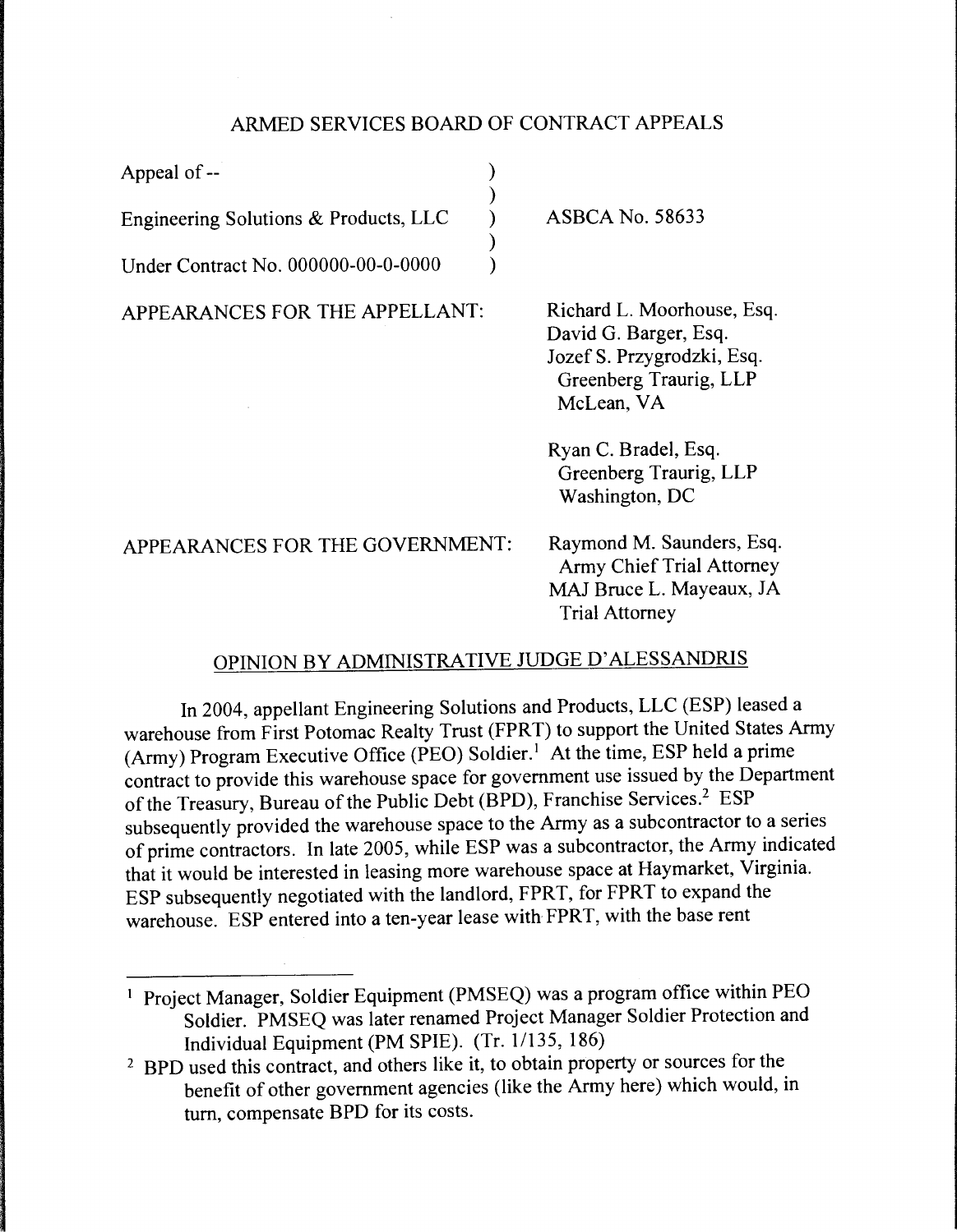ARMED SERVICES BOARD OF CONTRACT APPEALS

| | | |
|---|---|---|
| Appeal of -- | ) | |
| | ) | |
| Engineering Solutions & Products, LLC | ) | ASBCA No. 58633 |
| | ) | |
| Under Contract No. 000000-00-0-0000 | ) | |

APPEARANCES FOR THE APPELLANT:

Richard L. Moorhouse, Esq.
David G. Barger, Esq.
Jozef S. Przygrodzki, Esq.
Greenberg Traurig, LLP
McLean, VA

Ryan C. Bradel, Esq.
Greenberg Traurig, LLP
Washington, DC

APPEARANCES FOR THE GOVERNMENT:

Raymond M. Saunders, Esq.
Army Chief Trial Attorney
MAJ Bruce L. Mayeaux, JA
Trial Attorney

OPINION BY ADMINISTRATIVE JUDGE D'ALESSANDRIS

In 2004, appellant Engineering Solutions and Products, LLC (ESP) leased a warehouse from First Potomac Realty Trust (FPRT) to support the United States Army (Army) Program Executive Office (PEO) Soldier.[1] At the time, ESP held a prime contract to provide this warehouse space for government use issued by the Department of the Treasury, Bureau of the Public Debt (BPD), Franchise Services.[2] ESP subsequently provided the warehouse space to the Army as a subcontractor to a series of prime contractors. In late 2005, while ESP was a subcontractor, the Army indicated that it would be interested in leasing more warehouse space at Haymarket, Virginia. ESP subsequently negotiated with the landlord, FPRT, for FPRT to expand the warehouse. ESP entered into a ten-year lease with FPRT, with the base rent

---

[1] Project Manager, Soldier Equipment (PMSEQ) was a program office within PEO Soldier. PMSEQ was later renamed Project Manager Soldier Protection and Individual Equipment (PM SPIE). (Tr. 1/135, 186)

[2] BPD used this contract, and others like it, to obtain property or sources for the benefit of other government agencies (like the Army here) which would, in turn, compensate BPD for its costs.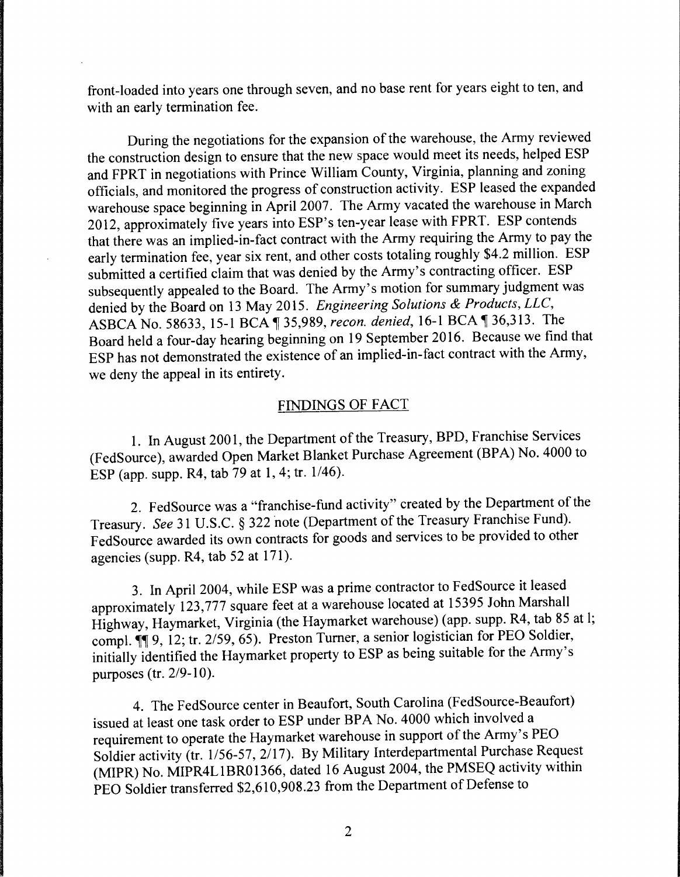front-loaded into years one through seven, and no base rent for years eight to ten, and with an early termination fee.

During the negotiations for the expansion of the warehouse, the Army reviewed the construction design to ensure that the new space would meet its needs, helped ESP and FPRT in negotiations with Prince William County, Virginia, planning and zoning officials, and monitored the progress of construction activity. ESP leased the expanded warehouse space beginning in April 2007. The Army vacated the warehouse in March 2012, approximately five years into ESP's ten-year lease with FPRT. ESP contends that there was an implied-in-fact contract with the Army requiring the Army to pay the early termination fee, year six rent, and other costs totaling roughly $4.2 million. ESP submitted a certified claim that was denied by the Army's contracting officer. ESP subsequently appealed to the Board. The Army's motion for summary judgment was denied by the Board on 13 May 2015. *Engineering Solutions & Products, LLC*, ASBCA No. 58633, 15-1 BCA ¶ 35,989, *recon. denied*, 16-1 BCA ¶ 36,313. The Board held a four-day hearing beginning on 19 September 2016. Because we find that ESP has not demonstrated the existence of an implied-in-fact contract with the Army, we deny the appeal in its entirety.

## FINDINGS OF FACT

1. In August 2001, the Department of the Treasury, BPD, Franchise Services (FedSource), awarded Open Market Blanket Purchase Agreement (BPA) No. 4000 to ESP (app. supp. R4, tab 79 at 1, 4; tr. 1/46).

2. FedSource was a "franchise-fund activity" created by the Department of the Treasury. *See* 31 U.S.C. § 322 note (Department of the Treasury Franchise Fund). FedSource awarded its own contracts for goods and services to be provided to other agencies (supp. R4, tab 52 at 171).

3. In April 2004, while ESP was a prime contractor to FedSource it leased approximately 123,777 square feet at a warehouse located at 15395 John Marshall Highway, Haymarket, Virginia (the Haymarket warehouse) (app. supp. R4, tab 85 at l; compl. ¶¶ 9, 12; tr. 2/59, 65). Preston Turner, a senior logistician for PEO Soldier, initially identified the Haymarket property to ESP as being suitable for the Army's purposes (tr. 2/9-10).

4. The FedSource center in Beaufort, South Carolina (FedSource-Beaufort) issued at least one task order to ESP under BPA No. 4000 which involved a requirement to operate the Haymarket warehouse in support of the Army's PEO Soldier activity (tr. 1/56-57, 2/17). By Military Interdepartmental Purchase Request (MIPR) No. MIPR4L1BR01366, dated 16 August 2004, the PMSEQ activity within PEO Soldier transferred $2,610,908.23 from the Department of Defense to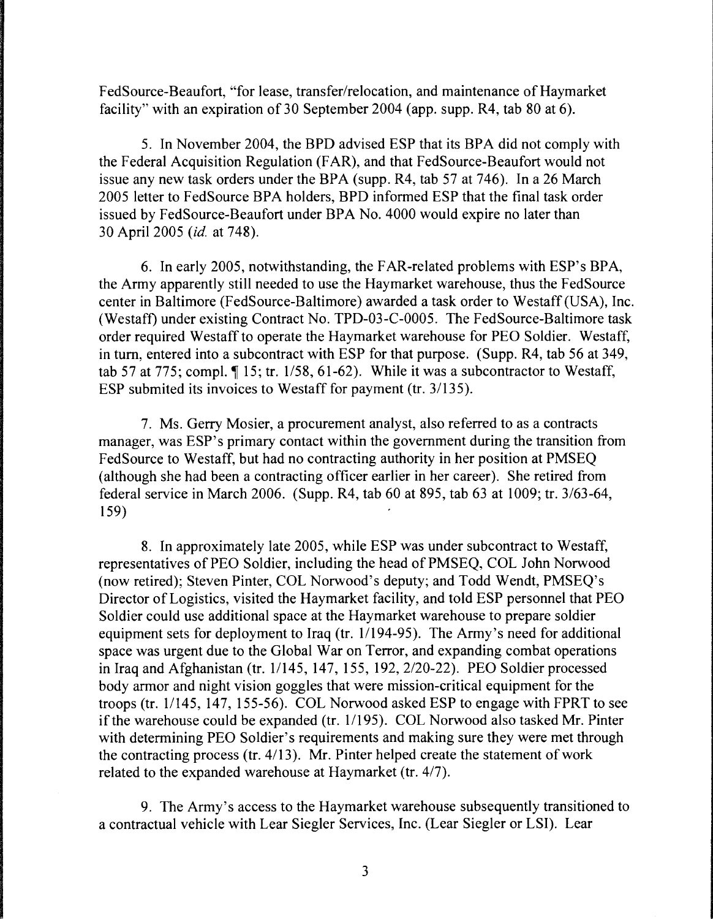FedSource-Beaufort, "for lease, transfer/relocation, and maintenance of Haymarket facility" with an expiration of 30 September 2004 (app. supp. R4, tab 80 at 6).

5. In November 2004, the BPD advised ESP that its BPA did not comply with the Federal Acquisition Regulation (FAR), and that FedSource-Beaufort would not issue any new task orders under the BPA (supp. R4, tab 57 at 746). In a 26 March 2005 letter to FedSource BPA holders, BPD informed ESP that the final task order issued by FedSource-Beaufort under BPA No. 4000 would expire no later than 30 April 2005 (*id.* at 748).

6. In early 2005, notwithstanding, the FAR-related problems with ESP's BPA, the Army apparently still needed to use the Haymarket warehouse, thus the FedSource center in Baltimore (FedSource-Baltimore) awarded a task order to Westaff (USA), Inc. (Westaff) under existing Contract No. TPD-03-C-0005. The FedSource-Baltimore task order required Westaff to operate the Haymarket warehouse for PEO Soldier. Westaff, in turn, entered into a subcontract with ESP for that purpose. (Supp. R4, tab 56 at 349, tab 57 at 775; compl. ¶ 15; tr. 1/58, 61-62). While it was a subcontractor to Westaff, ESP submited its invoices to Westaff for payment (tr. 3/135).

7. Ms. Gerry Mosier, a procurement analyst, also referred to as a contracts manager, was ESP's primary contact within the government during the transition from FedSource to Westaff, but had no contracting authority in her position at PMSEQ (although she had been a contracting officer earlier in her career). She retired from federal service in March 2006. (Supp. R4, tab 60 at 895, tab 63 at 1009; tr. 3/63-64, 159)

8. In approximately late 2005, while ESP was under subcontract to Westaff, representatives of PEO Soldier, including the head of PMSEQ, COL John Norwood (now retired); Steven Pinter, COL Norwood's deputy; and Todd Wendt, PMSEQ's Director of Logistics, visited the Haymarket facility, and told ESP personnel that PEO Soldier could use additional space at the Haymarket warehouse to prepare soldier equipment sets for deployment to Iraq (tr. 1/194-95). The Army's need for additional space was urgent due to the Global War on Terror, and expanding combat operations in Iraq and Afghanistan (tr. 1/145, 147, 155, 192, 2/20-22). PEO Soldier processed body armor and night vision goggles that were mission-critical equipment for the troops (tr. 1/145, 147, 155-56). COL Norwood asked ESP to engage with FPRT to see if the warehouse could be expanded (tr. 1/195). COL Norwood also tasked Mr. Pinter with determining PEO Soldier's requirements and making sure they were met through the contracting process (tr. 4/13). Mr. Pinter helped create the statement of work related to the expanded warehouse at Haymarket (tr. 4/7).

9. The Army's access to the Haymarket warehouse subsequently transitioned to a contractual vehicle with Lear Siegler Services, Inc. (Lear Siegler or LSI). Lear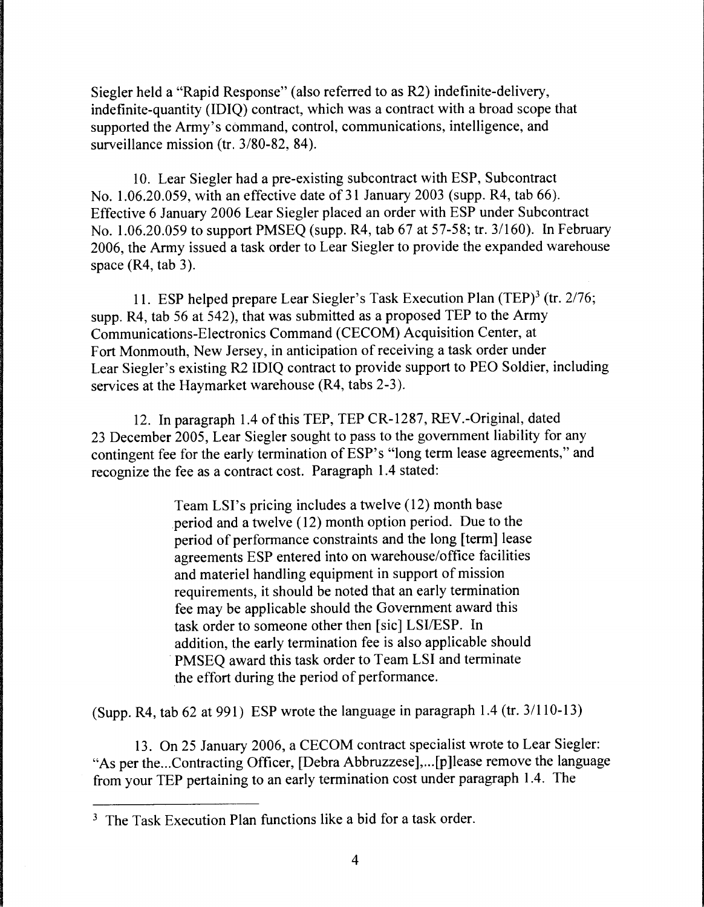Siegler held a "Rapid Response" (also referred to as R2) indefinite-delivery, indefinite-quantity (IDIQ) contract, which was a contract with a broad scope that supported the Army's command, control, communications, intelligence, and surveillance mission (tr. 3/80-82, 84).

10. Lear Siegler had a pre-existing subcontract with ESP, Subcontract No. 1.06.20.059, with an effective date of 31 January 2003 (supp. R4, tab 66). Effective 6 January 2006 Lear Siegler placed an order with ESP under Subcontract No. 1.06.20.059 to support PMSEQ (supp. R4, tab 67 at 57-58; tr. 3/160). In February 2006, the Army issued a task order to Lear Siegler to provide the expanded warehouse space (R4, tab 3).

11. ESP helped prepare Lear Siegler's Task Execution Plan (TEP)[3] (tr. 2/76; supp. R4, tab 56 at 542), that was submitted as a proposed TEP to the Army Communications-Electronics Command (CECOM) Acquisition Center, at Fort Monmouth, New Jersey, in anticipation of receiving a task order under Lear Siegler's existing R2 IDIQ contract to provide support to PEO Soldier, including services at the Haymarket warehouse (R4, tabs 2-3).

12. In paragraph 1.4 of this TEP, TEP CR-1287, REV.-Original, dated 23 December 2005, Lear Siegler sought to pass to the government liability for any contingent fee for the early termination of ESP's "long term lease agreements," and recognize the fee as a contract cost. Paragraph 1.4 stated:

> Team LSI's pricing includes a twelve (12) month base period and a twelve (12) month option period. Due to the period of performance constraints and the long [term] lease agreements ESP entered into on warehouse/office facilities and materiel handling equipment in support of mission requirements, it should be noted that an early termination fee may be applicable should the Government award this task order to someone other then [sic] LSI/ESP. In addition, the early termination fee is also applicable should PMSEQ award this task order to Team LSI and terminate the effort during the period of performance.

(Supp. R4, tab 62 at 991) ESP wrote the language in paragraph 1.4 (tr. 3/110-13)

13. On 25 January 2006, a CECOM contract specialist wrote to Lear Siegler: "As per the...Contracting Officer, [Debra Abbruzzese],...[p]lease remove the language from your TEP pertaining to an early termination cost under paragraph 1.4. The

[3] The Task Execution Plan functions like a bid for a task order.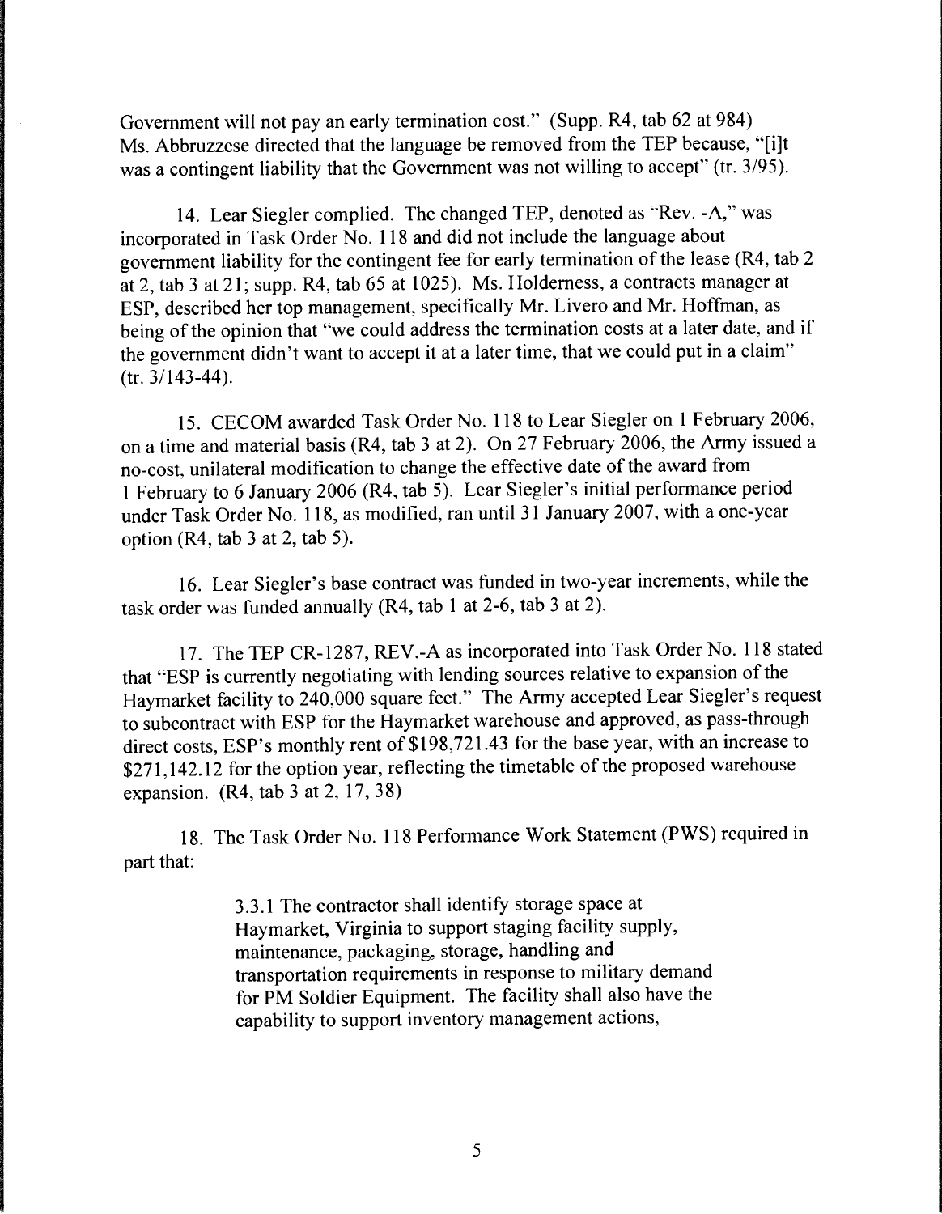Government will not pay an early termination cost." (Supp. R4, tab 62 at 984) Ms. Abbruzzese directed that the language be removed from the TEP because, "[i]t was a contingent liability that the Government was not willing to accept" (tr. 3/95).

14. Lear Siegler complied. The changed TEP, denoted as "Rev. -A," was incorporated in Task Order No. 118 and did not include the language about government liability for the contingent fee for early termination of the lease (R4, tab 2 at 2, tab 3 at 21; supp. R4, tab 65 at 1025). Ms. Holderness, a contracts manager at ESP, described her top management, specifically Mr. Livero and Mr. Hoffman, as being of the opinion that "we could address the termination costs at a later date, and if the government didn't want to accept it at a later time, that we could put in a claim" (tr. 3/143-44).

15. CECOM awarded Task Order No. 118 to Lear Siegler on 1 February 2006, on a time and material basis (R4, tab 3 at 2). On 27 February 2006, the Army issued a no-cost, unilateral modification to change the effective date of the award from 1 February to 6 January 2006 (R4, tab 5). Lear Siegler's initial performance period under Task Order No. 118, as modified, ran until 31 January 2007, with a one-year option (R4, tab 3 at 2, tab 5).

16. Lear Siegler's base contract was funded in two-year increments, while the task order was funded annually (R4, tab 1 at 2-6, tab 3 at 2).

17. The TEP CR-1287, REV.-A as incorporated into Task Order No. 118 stated that "ESP is currently negotiating with lending sources relative to expansion of the Haymarket facility to 240,000 square feet." The Army accepted Lear Siegler's request to subcontract with ESP for the Haymarket warehouse and approved, as pass-through direct costs, ESP's monthly rent of $198,721.43 for the base year, with an increase to $271,142.12 for the option year, reflecting the timetable of the proposed warehouse expansion. (R4, tab 3 at 2, 17, 38)

18. The Task Order No. 118 Performance Work Statement (PWS) required in part that:

> 3.3.1 The contractor shall identify storage space at Haymarket, Virginia to support staging facility supply, maintenance, packaging, storage, handling and transportation requirements in response to military demand for PM Soldier Equipment. The facility shall also have the capability to support inventory management actions,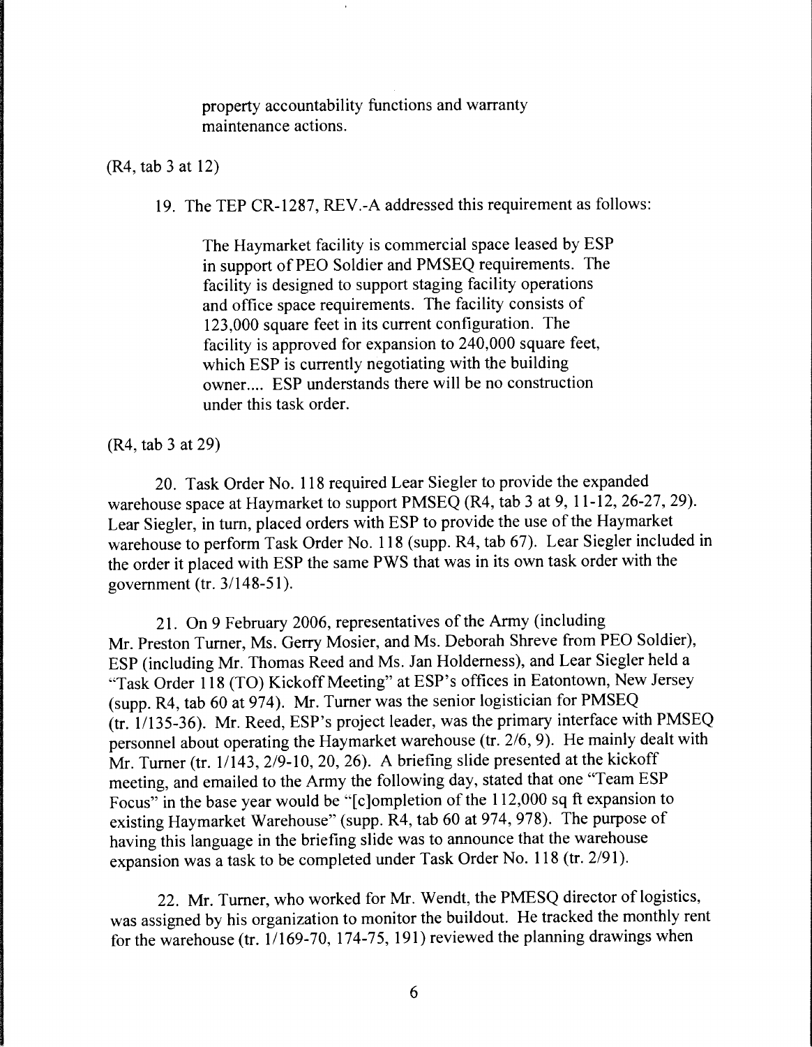> property accountability functions and warranty maintenance actions.

(R4, tab 3 at 12)

19. The TEP CR-1287, REV.-A addressed this requirement as follows:

> The Haymarket facility is commercial space leased by ESP in support of PEO Soldier and PMSEQ requirements. The facility is designed to support staging facility operations and office space requirements. The facility consists of 123,000 square feet in its current configuration. The facility is approved for expansion to 240,000 square feet, which ESP is currently negotiating with the building owner.... ESP understands there will be no construction under this task order.

(R4, tab 3 at 29)

20. Task Order No. 118 required Lear Siegler to provide the expanded warehouse space at Haymarket to support PMSEQ (R4, tab 3 at 9, 11-12, 26-27, 29). Lear Siegler, in turn, placed orders with ESP to provide the use of the Haymarket warehouse to perform Task Order No. 118 (supp. R4, tab 67). Lear Siegler included in the order it placed with ESP the same PWS that was in its own task order with the government (tr. 3/148-51).

21. On 9 February 2006, representatives of the Army (including Mr. Preston Turner, Ms. Gerry Mosier, and Ms. Deborah Shreve from PEO Soldier), ESP (including Mr. Thomas Reed and Ms. Jan Holderness), and Lear Siegler held a "Task Order 118 (TO) Kickoff Meeting" at ESP's offices in Eatontown, New Jersey (supp. R4, tab 60 at 974). Mr. Turner was the senior logistician for PMSEQ (tr. 1/135-36). Mr. Reed, ESP's project leader, was the primary interface with PMSEQ personnel about operating the Haymarket warehouse (tr. 2/6, 9). He mainly dealt with Mr. Turner (tr. 1/143, 2/9-10, 20, 26). A briefing slide presented at the kickoff meeting, and emailed to the Army the following day, stated that one "Team ESP Focus" in the base year would be "[c]ompletion of the 112,000 sq ft expansion to existing Haymarket Warehouse" (supp. R4, tab 60 at 974, 978). The purpose of having this language in the briefing slide was to announce that the warehouse expansion was a task to be completed under Task Order No. 118 (tr. 2/91).

22. Mr. Turner, who worked for Mr. Wendt, the PMESQ director of logistics, was assigned by his organization to monitor the buildout. He tracked the monthly rent for the warehouse (tr. 1/169-70, 174-75, 191) reviewed the planning drawings when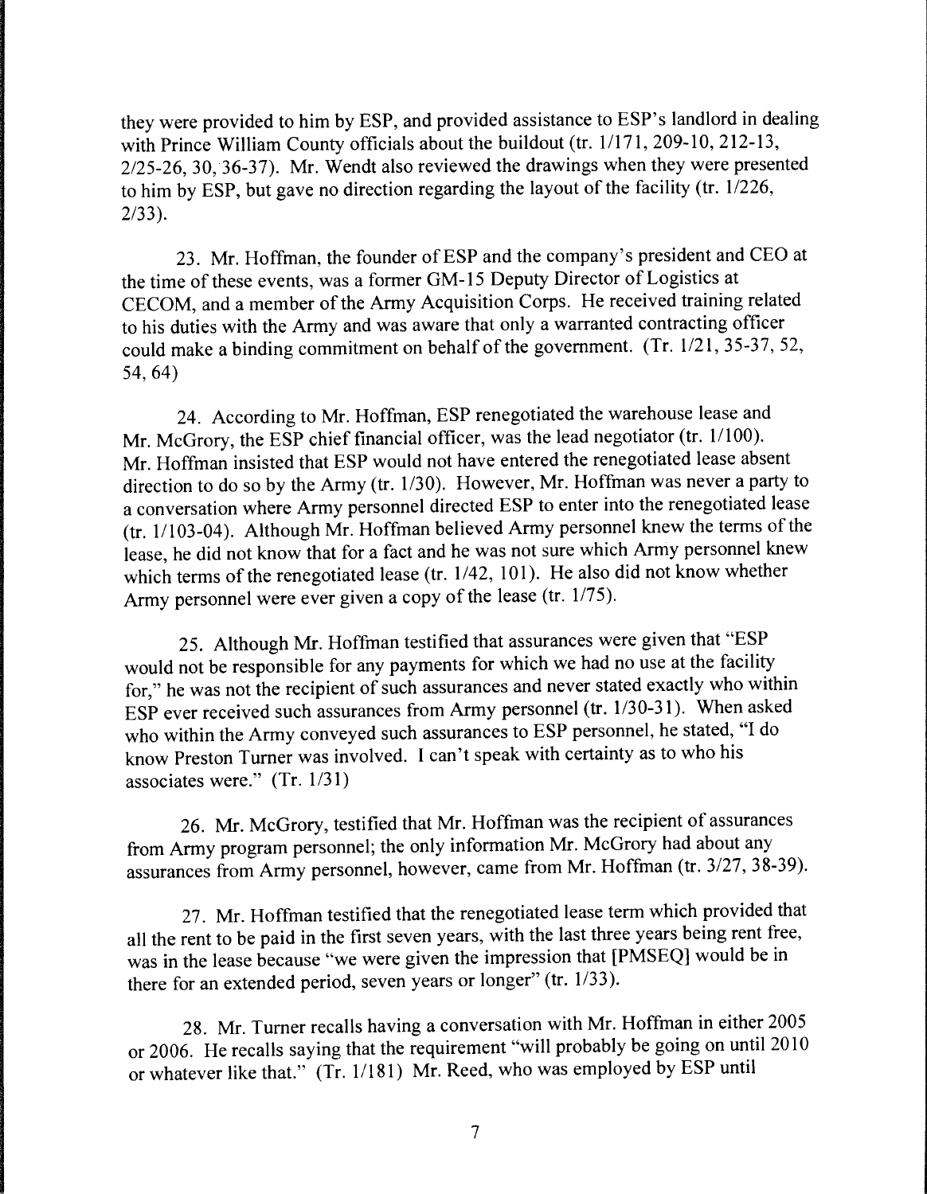they were provided to him by ESP, and provided assistance to ESP's landlord in dealing with Prince William County officials about the buildout (tr. 1/171, 209-10, 212-13, 2/25-26, 30, 36-37). Mr. Wendt also reviewed the drawings when they were presented to him by ESP, but gave no direction regarding the layout of the facility (tr. 1/226, 2/33).

23. Mr. Hoffman, the founder of ESP and the company's president and CEO at the time of these events, was a former GM-15 Deputy Director of Logistics at CECOM, and a member of the Army Acquisition Corps. He received training related to his duties with the Army and was aware that only a warranted contracting officer could make a binding commitment on behalf of the government. (Tr. 1/21, 35-37, 52, 54, 64)

24. According to Mr. Hoffman, ESP renegotiated the warehouse lease and Mr. McGrory, the ESP chief financial officer, was the lead negotiator (tr. 1/100). Mr. Hoffman insisted that ESP would not have entered the renegotiated lease absent direction to do so by the Army (tr. 1/30). However, Mr. Hoffman was never a party to a conversation where Army personnel directed ESP to enter into the renegotiated lease (tr. 1/103-04). Although Mr. Hoffman believed Army personnel knew the terms of the lease, he did not know that for a fact and he was not sure which Army personnel knew which terms of the renegotiated lease (tr. 1/42, 101). He also did not know whether Army personnel were ever given a copy of the lease (tr. 1/75).

25. Although Mr. Hoffman testified that assurances were given that "ESP would not be responsible for any payments for which we had no use at the facility for," he was not the recipient of such assurances and never stated exactly who within ESP ever received such assurances from Army personnel (tr. 1/30-31). When asked who within the Army conveyed such assurances to ESP personnel, he stated, "I do know Preston Turner was involved. I can't speak with certainty as to who his associates were." (Tr. 1/31)

26. Mr. McGrory, testified that Mr. Hoffman was the recipient of assurances from Army program personnel; the only information Mr. McGrory had about any assurances from Army personnel, however, came from Mr. Hoffman (tr. 3/27, 38-39).

27. Mr. Hoffman testified that the renegotiated lease term which provided that all the rent to be paid in the first seven years, with the last three years being rent free, was in the lease because "we were given the impression that [PMSEQ] would be in there for an extended period, seven years or longer" (tr. 1/33).

28. Mr. Turner recalls having a conversation with Mr. Hoffman in either 2005 or 2006. He recalls saying that the requirement "will probably be going on until 2010 or whatever like that." (Tr. 1/181) Mr. Reed, who was employed by ESP until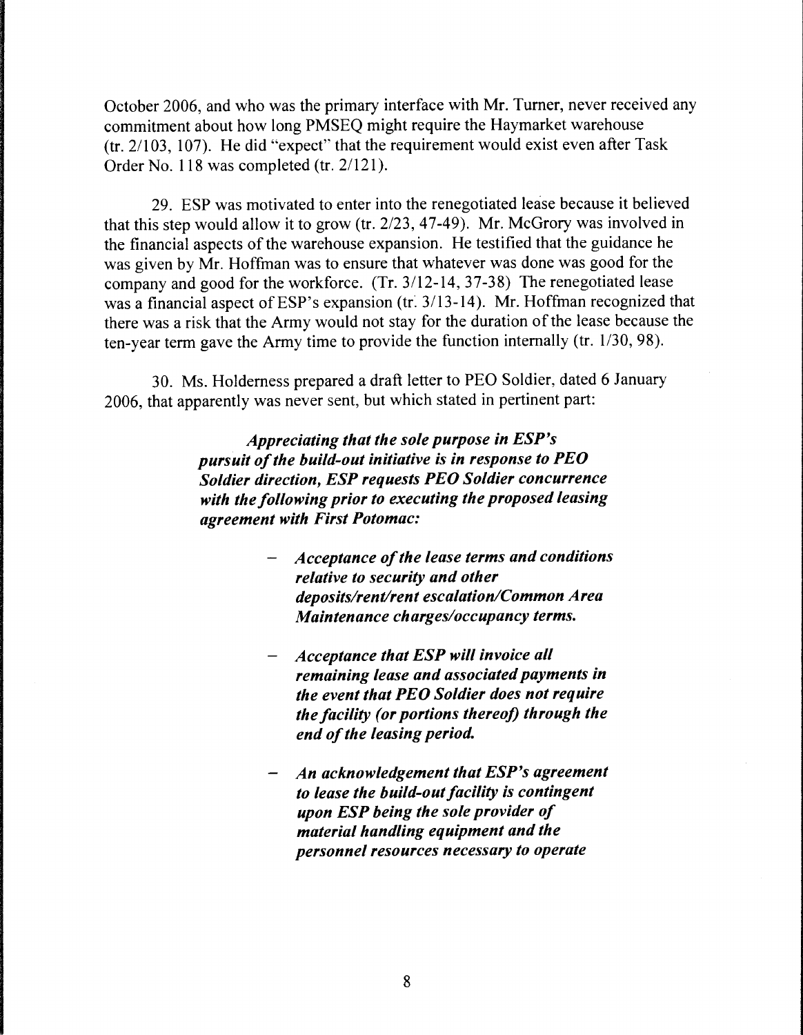October 2006, and who was the primary interface with Mr. Turner, never received any commitment about how long PMSEQ might require the Haymarket warehouse (tr. 2/103, 107). He did "expect" that the requirement would exist even after Task Order No. 118 was completed (tr. 2/121).

29. ESP was motivated to enter into the renegotiated lease because it believed that this step would allow it to grow (tr. 2/23, 47-49). Mr. McGrory was involved in the financial aspects of the warehouse expansion. He testified that the guidance he was given by Mr. Hoffman was to ensure that whatever was done was good for the company and good for the workforce. (Tr. 3/12-14, 37-38) The renegotiated lease was a financial aspect of ESP's expansion (tr. 3/13-14). Mr. Hoffman recognized that there was a risk that the Army would not stay for the duration of the lease because the ten-year term gave the Army time to provide the function internally (tr. 1/30, 98).

30. Ms. Holderness prepared a draft letter to PEO Soldier, dated 6 January 2006, that apparently was never sent, but which stated in pertinent part:

> ***Appreciating that the sole purpose in ESP's pursuit of the build-out initiative is in response to PEO Soldier direction, ESP requests PEO Soldier concurrence with the following prior to executing the proposed leasing agreement with First Potomac:***
>
> - ***Acceptance of the lease terms and conditions relative to security and other deposits/rent/rent escalation/Common Area Maintenance charges/occupancy terms.***
>
> - ***Acceptance that ESP will invoice all remaining lease and associated payments in the event that PEO Soldier does not require the facility (or portions thereof) through the end of the leasing period.***
>
> - ***An acknowledgement that ESP's agreement to lease the build-out facility is contingent upon ESP being the sole provider of material handling equipment and the personnel resources necessary to operate***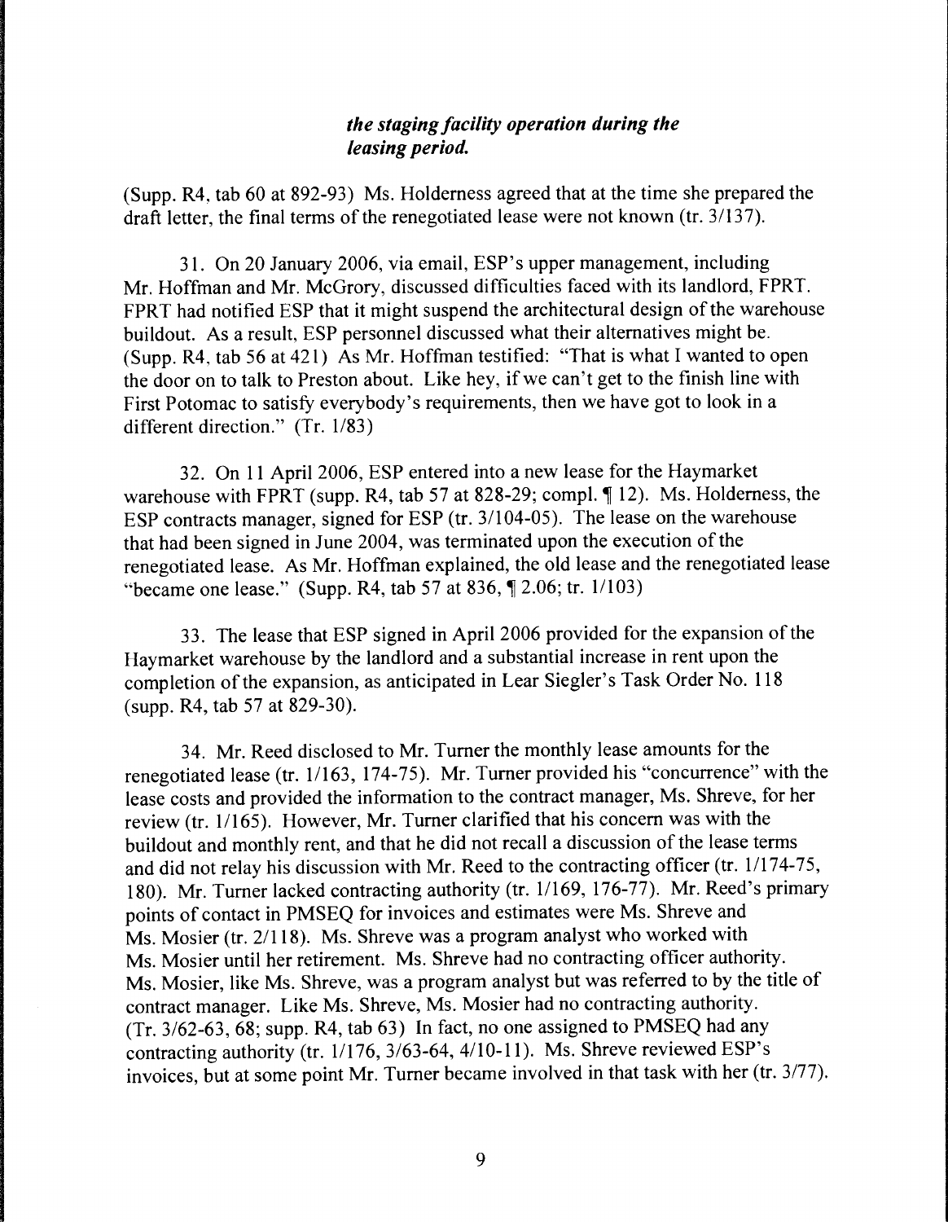*the staging facility operation during the leasing period.*

(Supp. R4, tab 60 at 892-93) Ms. Holderness agreed that at the time she prepared the draft letter, the final terms of the renegotiated lease were not known (tr. 3/137).

31. On 20 January 2006, via email, ESP's upper management, including Mr. Hoffman and Mr. McGrory, discussed difficulties faced with its landlord, FPRT. FPRT had notified ESP that it might suspend the architectural design of the warehouse buildout. As a result, ESP personnel discussed what their alternatives might be. (Supp. R4, tab 56 at 421) As Mr. Hoffman testified: "That is what I wanted to open the door on to talk to Preston about. Like hey, if we can't get to the finish line with First Potomac to satisfy everybody's requirements, then we have got to look in a different direction." (Tr. 1/83)

32. On 11 April 2006, ESP entered into a new lease for the Haymarket warehouse with FPRT (supp. R4, tab 57 at 828-29; compl. ¶ 12). Ms. Holderness, the ESP contracts manager, signed for ESP (tr. 3/104-05). The lease on the warehouse that had been signed in June 2004, was terminated upon the execution of the renegotiated lease. As Mr. Hoffman explained, the old lease and the renegotiated lease "became one lease." (Supp. R4, tab 57 at 836, ¶ 2.06; tr. 1/103)

33. The lease that ESP signed in April 2006 provided for the expansion of the Haymarket warehouse by the landlord and a substantial increase in rent upon the completion of the expansion, as anticipated in Lear Siegler's Task Order No. 118 (supp. R4, tab 57 at 829-30).

34. Mr. Reed disclosed to Mr. Turner the monthly lease amounts for the renegotiated lease (tr. 1/163, 174-75). Mr. Turner provided his "concurrence" with the lease costs and provided the information to the contract manager, Ms. Shreve, for her review (tr. 1/165). However, Mr. Turner clarified that his concern was with the buildout and monthly rent, and that he did not recall a discussion of the lease terms and did not relay his discussion with Mr. Reed to the contracting officer (tr. 1/174-75, 180). Mr. Turner lacked contracting authority (tr. 1/169, 176-77). Mr. Reed's primary points of contact in PMSEQ for invoices and estimates were Ms. Shreve and Ms. Mosier (tr. 2/118). Ms. Shreve was a program analyst who worked with Ms. Mosier until her retirement. Ms. Shreve had no contracting officer authority. Ms. Mosier, like Ms. Shreve, was a program analyst but was referred to by the title of contract manager. Like Ms. Shreve, Ms. Mosier had no contracting authority. (Tr. 3/62-63, 68; supp. R4, tab 63) In fact, no one assigned to PMSEQ had any contracting authority (tr. 1/176, 3/63-64, 4/10-11). Ms. Shreve reviewed ESP's invoices, but at some point Mr. Turner became involved in that task with her (tr. 3/77).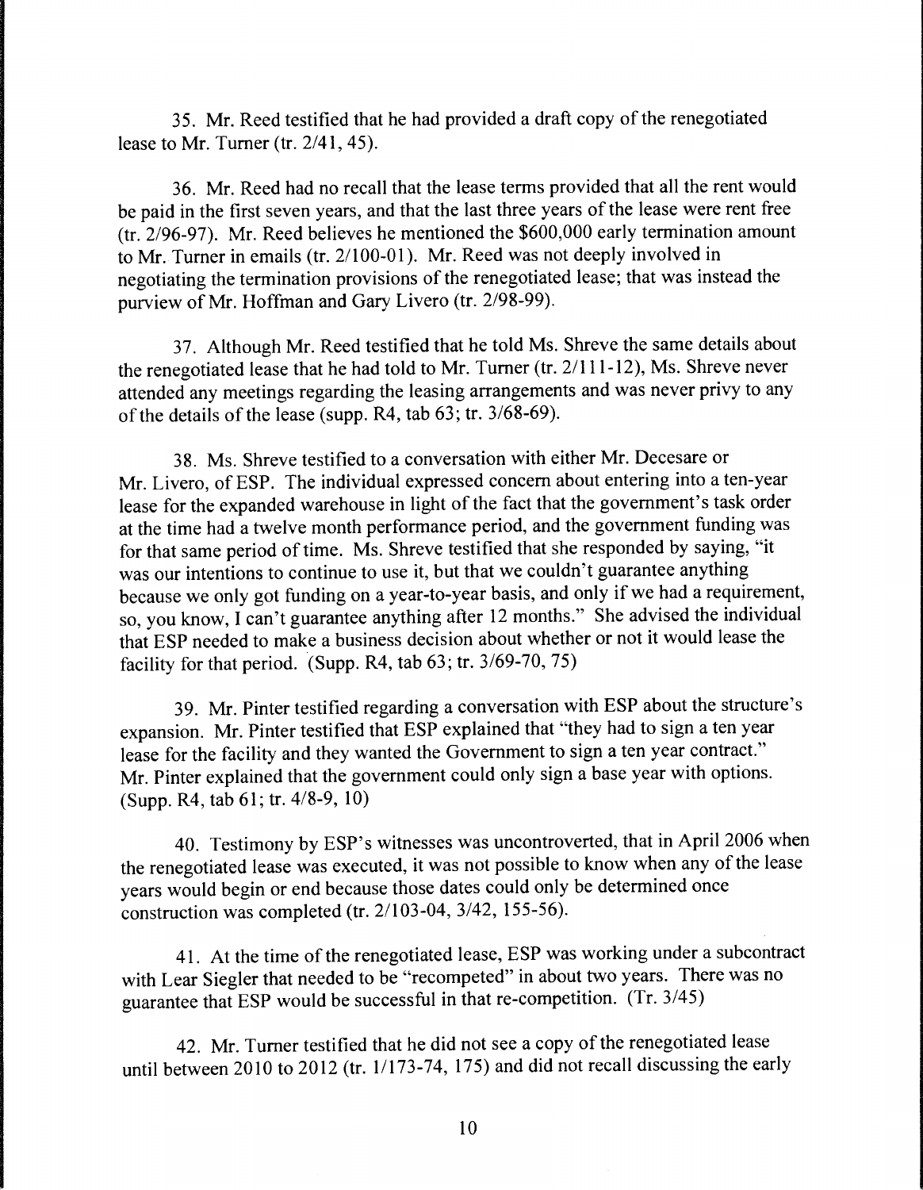35. Mr. Reed testified that he had provided a draft copy of the renegotiated lease to Mr. Turner (tr. 2/41, 45).

36. Mr. Reed had no recall that the lease terms provided that all the rent would be paid in the first seven years, and that the last three years of the lease were rent free (tr. 2/96-97). Mr. Reed believes he mentioned the $600,000 early termination amount to Mr. Turner in emails (tr. 2/100-01). Mr. Reed was not deeply involved in negotiating the termination provisions of the renegotiated lease; that was instead the purview of Mr. Hoffman and Gary Livero (tr. 2/98-99).

37. Although Mr. Reed testified that he told Ms. Shreve the same details about the renegotiated lease that he had told to Mr. Turner (tr. 2/111-12), Ms. Shreve never attended any meetings regarding the leasing arrangements and was never privy to any of the details of the lease (supp. R4, tab 63; tr. 3/68-69).

38. Ms. Shreve testified to a conversation with either Mr. Decesare or Mr. Livero, of ESP. The individual expressed concern about entering into a ten-year lease for the expanded warehouse in light of the fact that the government's task order at the time had a twelve month performance period, and the government funding was for that same period of time. Ms. Shreve testified that she responded by saying, "it was our intentions to continue to use it, but that we couldn't guarantee anything because we only got funding on a year-to-year basis, and only if we had a requirement, so, you know, I can't guarantee anything after 12 months." She advised the individual that ESP needed to make a business decision about whether or not it would lease the facility for that period. (Supp. R4, tab 63; tr. 3/69-70, 75)

39. Mr. Pinter testified regarding a conversation with ESP about the structure's expansion. Mr. Pinter testified that ESP explained that "they had to sign a ten year lease for the facility and they wanted the Government to sign a ten year contract." Mr. Pinter explained that the government could only sign a base year with options. (Supp. R4, tab 61; tr. 4/8-9, 10)

40. Testimony by ESP's witnesses was uncontroverted, that in April 2006 when the renegotiated lease was executed, it was not possible to know when any of the lease years would begin or end because those dates could only be determined once construction was completed (tr. 2/103-04, 3/42, 155-56).

41. At the time of the renegotiated lease, ESP was working under a subcontract with Lear Siegler that needed to be "recompeted" in about two years. There was no guarantee that ESP would be successful in that re-competition. (Tr. 3/45)

42. Mr. Turner testified that he did not see a copy of the renegotiated lease until between 2010 to 2012 (tr. 1/173-74, 175) and did not recall discussing the early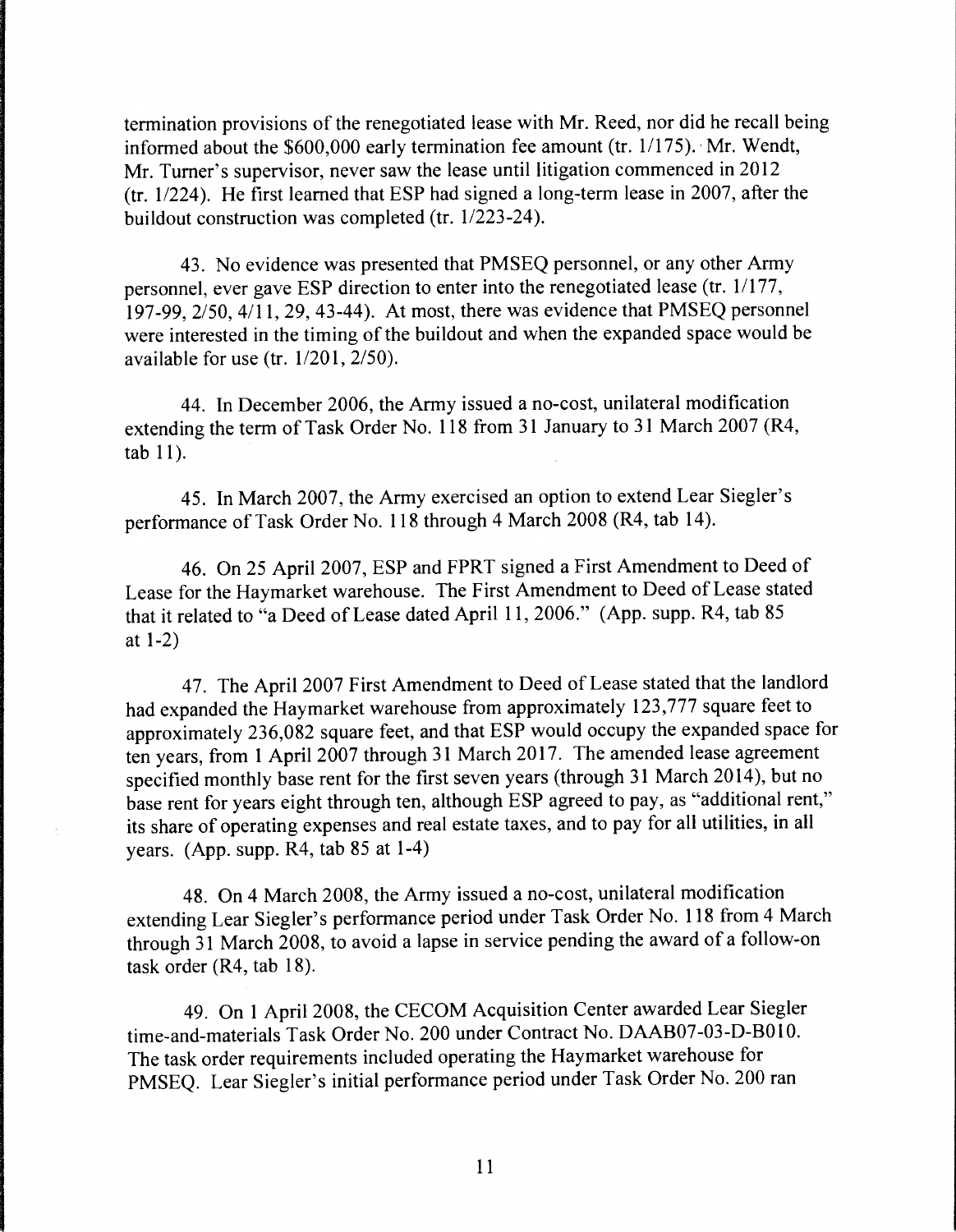termination provisions of the renegotiated lease with Mr. Reed, nor did he recall being informed about the $600,000 early termination fee amount (tr. 1/175). Mr. Wendt, Mr. Turner's supervisor, never saw the lease until litigation commenced in 2012 (tr. 1/224). He first learned that ESP had signed a long-term lease in 2007, after the buildout construction was completed (tr. 1/223-24).

43. No evidence was presented that PMSEQ personnel, or any other Army personnel, ever gave ESP direction to enter into the renegotiated lease (tr. 1/177, 197-99, 2/50, 4/11, 29, 43-44). At most, there was evidence that PMSEQ personnel were interested in the timing of the buildout and when the expanded space would be available for use (tr. 1/201, 2/50).

44. In December 2006, the Army issued a no-cost, unilateral modification extending the term of Task Order No. 118 from 31 January to 31 March 2007 (R4, tab 11).

45. In March 2007, the Army exercised an option to extend Lear Siegler's performance of Task Order No. 118 through 4 March 2008 (R4, tab 14).

46. On 25 April 2007, ESP and FPRT signed a First Amendment to Deed of Lease for the Haymarket warehouse. The First Amendment to Deed of Lease stated that it related to "a Deed of Lease dated April 11, 2006." (App. supp. R4, tab 85 at 1-2)

47. The April 2007 First Amendment to Deed of Lease stated that the landlord had expanded the Haymarket warehouse from approximately 123,777 square feet to approximately 236,082 square feet, and that ESP would occupy the expanded space for ten years, from 1 April 2007 through 31 March 2017. The amended lease agreement specified monthly base rent for the first seven years (through 31 March 2014), but no base rent for years eight through ten, although ESP agreed to pay, as "additional rent," its share of operating expenses and real estate taxes, and to pay for all utilities, in all years. (App. supp. R4, tab 85 at 1-4)

48. On 4 March 2008, the Army issued a no-cost, unilateral modification extending Lear Siegler's performance period under Task Order No. 118 from 4 March through 31 March 2008, to avoid a lapse in service pending the award of a follow-on task order (R4, tab 18).

49. On 1 April 2008, the CECOM Acquisition Center awarded Lear Siegler time-and-materials Task Order No. 200 under Contract No. DAAB07-03-D-B010. The task order requirements included operating the Haymarket warehouse for PMSEQ. Lear Siegler's initial performance period under Task Order No. 200 ran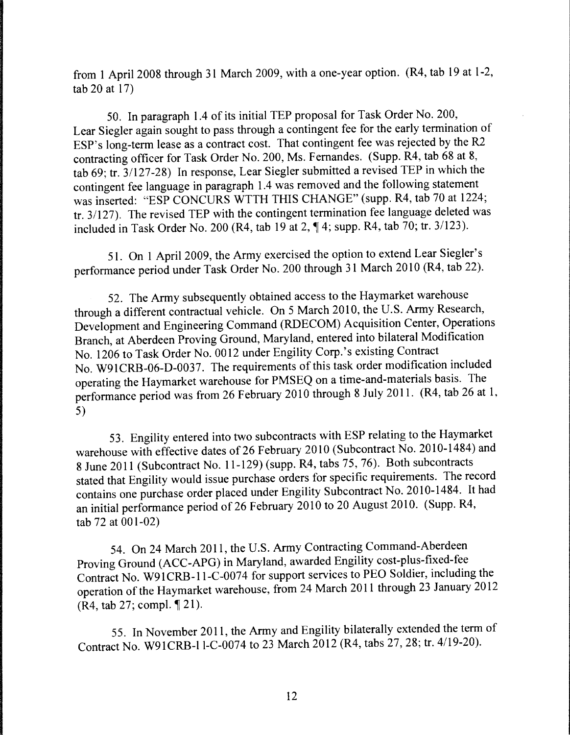from 1 April 2008 through 31 March 2009, with a one-year option. (R4, tab 19 at 1-2, tab 20 at 17)

50. In paragraph 1.4 of its initial TEP proposal for Task Order No. 200, Lear Siegler again sought to pass through a contingent fee for the early termination of ESP's long-term lease as a contract cost. That contingent fee was rejected by the R2 contracting officer for Task Order No. 200, Ms. Fernandes. (Supp. R4, tab 68 at 8, tab 69; tr. 3/127-28) In response, Lear Siegler submitted a revised TEP in which the contingent fee language in paragraph 1.4 was removed and the following statement was inserted: "ESP CONCURS WTTH THIS CHANGE" (supp. R4, tab 70 at 1224; tr. 3/127). The revised TEP with the contingent termination fee language deleted was included in Task Order No. 200 (R4, tab 19 at 2, ¶ 4; supp. R4, tab 70; tr. 3/123).

51. On 1 April 2009, the Army exercised the option to extend Lear Siegler's performance period under Task Order No. 200 through 31 March 2010 (R4, tab 22).

52. The Army subsequently obtained access to the Haymarket warehouse through a different contractual vehicle. On 5 March 2010, the U.S. Army Research, Development and Engineering Command (RDECOM) Acquisition Center, Operations Branch, at Aberdeen Proving Ground, Maryland, entered into bilateral Modification No. 1206 to Task Order No. 0012 under Engility Corp.'s existing Contract No. W91CRB-06-D-0037. The requirements of this task order modification included operating the Haymarket warehouse for PMSEQ on a time-and-materials basis. The performance period was from 26 February 2010 through 8 July 2011. (R4, tab 26 at 1, 5)

53. Engility entered into two subcontracts with ESP relating to the Haymarket warehouse with effective dates of 26 February 2010 (Subcontract No. 2010-1484) and 8 June 2011 (Subcontract No. 11-129) (supp. R4, tabs 75, 76). Both subcontracts stated that Engility would issue purchase orders for specific requirements. The record contains one purchase order placed under Engility Subcontract No. 2010-1484. It had an initial performance period of 26 February 2010 to 20 August 2010. (Supp. R4, tab 72 at 001-02)

54. On 24 March 2011, the U.S. Army Contracting Command-Aberdeen Proving Ground (ACC-APG) in Maryland, awarded Engility cost-plus-fixed-fee Contract No. W91CRB-11-C-0074 for support services to PEO Soldier, including the operation of the Haymarket warehouse, from 24 March 2011 through 23 January 2012 (R4, tab 27; compl. ¶ 21).

55. In November 2011, the Army and Engility bilaterally extended the term of Contract No. W91CRB-11-C-0074 to 23 March 2012 (R4, tabs 27, 28; tr. 4/19-20).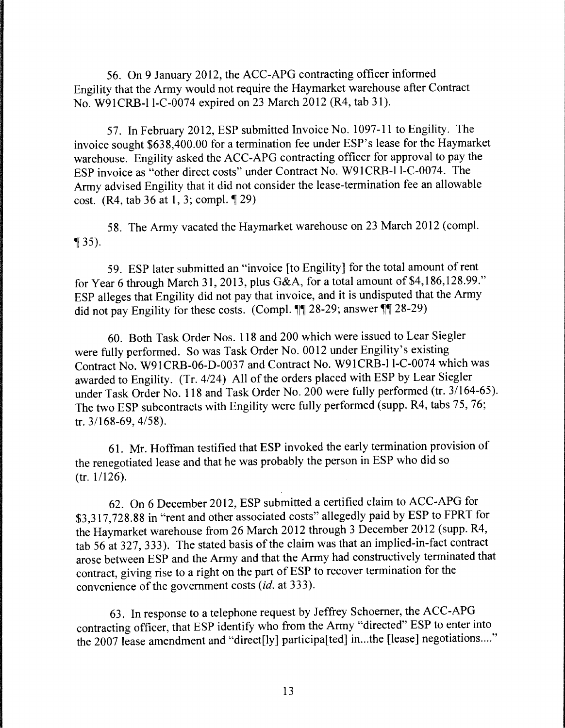56. On 9 January 2012, the ACC-APG contracting officer informed Engility that the Army would not require the Haymarket warehouse after Contract No. W91CRB-11-C-0074 expired on 23 March 2012 (R4, tab 31).

57. In February 2012, ESP submitted Invoice No. 1097-11 to Engility. The invoice sought $638,400.00 for a termination fee under ESP's lease for the Haymarket warehouse. Engility asked the ACC-APG contracting officer for approval to pay the ESP invoice as "other direct costs" under Contract No. W91CRB-11-C-0074. The Army advised Engility that it did not consider the lease-termination fee an allowable cost. (R4, tab 36 at 1, 3; compl. ¶ 29)

58. The Army vacated the Haymarket warehouse on 23 March 2012 (compl. ¶ 35).

59. ESP later submitted an "invoice [to Engility] for the total amount of rent for Year 6 through March 31, 2013, plus G&A, for a total amount of $4,186,128.99." ESP alleges that Engility did not pay that invoice, and it is undisputed that the Army did not pay Engility for these costs. (Compl. ¶¶ 28-29; answer ¶¶ 28-29)

60. Both Task Order Nos. 118 and 200 which were issued to Lear Siegler were fully performed. So was Task Order No. 0012 under Engility's existing Contract No. W91CRB-06-D-0037 and Contract No. W91CRB-11-C-0074 which was awarded to Engility. (Tr. 4/24) All of the orders placed with ESP by Lear Siegler under Task Order No. 118 and Task Order No. 200 were fully performed (tr. 3/164-65). The two ESP subcontracts with Engility were fully performed (supp. R4, tabs 75, 76; tr. 3/168-69, 4/58).

61. Mr. Hoffman testified that ESP invoked the early termination provision of the renegotiated lease and that he was probably the person in ESP who did so (tr. 1/126).

62. On 6 December 2012, ESP submitted a certified claim to ACC-APG for $3,317,728.88 in "rent and other associated costs" allegedly paid by ESP to FPRT for the Haymarket warehouse from 26 March 2012 through 3 December 2012 (supp. R4, tab 56 at 327, 333). The stated basis of the claim was that an implied-in-fact contract arose between ESP and the Army and that the Army had constructively terminated that contract, giving rise to a right on the part of ESP to recover termination for the convenience of the government costs (*id.* at 333).

63. In response to a telephone request by Jeffrey Schoerner, the ACC-APG contracting officer, that ESP identify who from the Army "directed" ESP to enter into the 2007 lease amendment and "direct[ly] participa[ted] in...the [lease] negotiations...."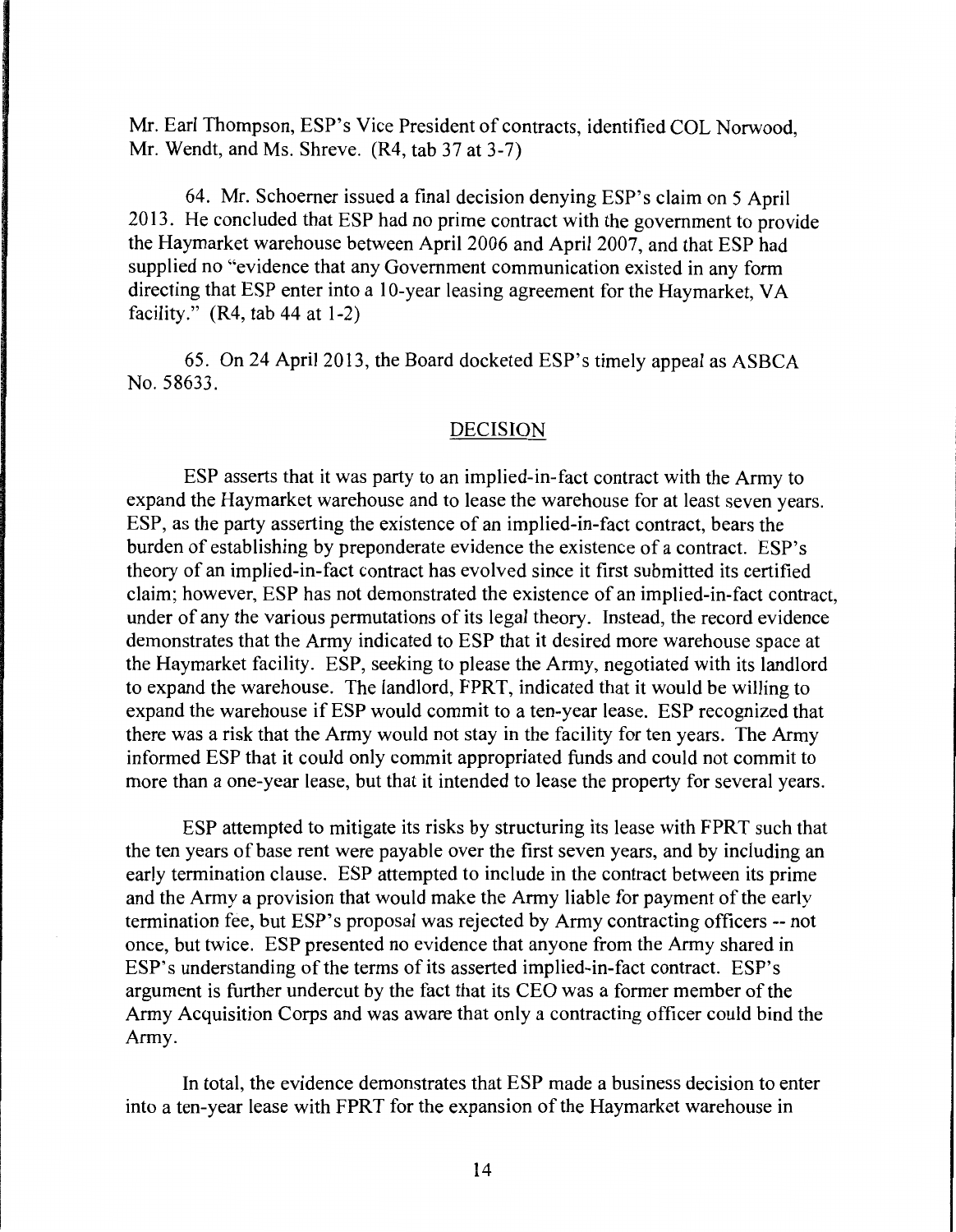Mr. Earl Thompson, ESP's Vice President of contracts, identified COL Norwood, Mr. Wendt, and Ms. Shreve. (R4, tab 37 at 3-7)

64. Mr. Schoerner issued a final decision denying ESP's claim on 5 April 2013. He concluded that ESP had no prime contract with the government to provide the Haymarket warehouse between April 2006 and April 2007, and that ESP had supplied no "evidence that any Government communication existed in any form directing that ESP enter into a 10-year leasing agreement for the Haymarket, VA facility." (R4, tab 44 at 1-2)

65. On 24 April 2013, the Board docketed ESP's timely appeal as ASBCA No. 58633.

## DECISION

ESP asserts that it was party to an implied-in-fact contract with the Army to expand the Haymarket warehouse and to lease the warehouse for at least seven years. ESP, as the party asserting the existence of an implied-in-fact contract, bears the burden of establishing by preponderate evidence the existence of a contract. ESP's theory of an implied-in-fact contract has evolved since it first submitted its certified claim; however, ESP has not demonstrated the existence of an implied-in-fact contract, under of any the various permutations of its legal theory. Instead, the record evidence demonstrates that the Army indicated to ESP that it desired more warehouse space at the Haymarket facility. ESP, seeking to please the Army, negotiated with its landlord to expand the warehouse. The landlord, FPRT, indicated that it would be willing to expand the warehouse if ESP would commit to a ten-year lease. ESP recognized that there was a risk that the Army would not stay in the facility for ten years. The Army informed ESP that it could only commit appropriated funds and could not commit to more than a one-year lease, but that it intended to lease the property for several years.

ESP attempted to mitigate its risks by structuring its lease with FPRT such that the ten years of base rent were payable over the first seven years, and by including an early termination clause. ESP attempted to include in the contract between its prime and the Army a provision that would make the Army liable for payment of the early termination fee, but ESP's proposal was rejected by Army contracting officers -- not once, but twice. ESP presented no evidence that anyone from the Army shared in ESP's understanding of the terms of its asserted implied-in-fact contract. ESP's argument is further undercut by the fact that its CEO was a former member of the Army Acquisition Corps and was aware that only a contracting officer could bind the Army.

In total, the evidence demonstrates that ESP made a business decision to enter into a ten-year lease with FPRT for the expansion of the Haymarket warehouse in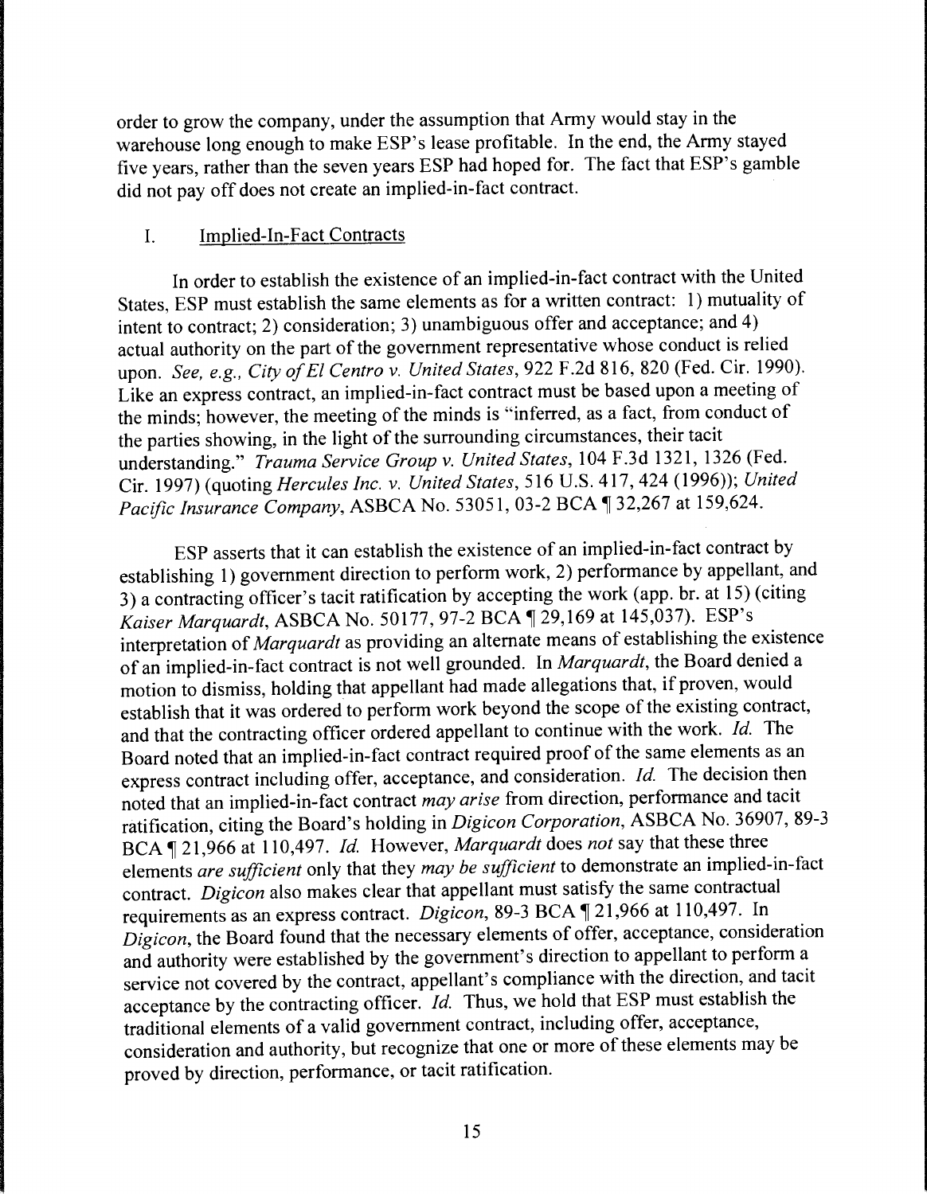order to grow the company, under the assumption that Army would stay in the warehouse long enough to make ESP's lease profitable. In the end, the Army stayed five years, rather than the seven years ESP had hoped for. The fact that ESP's gamble did not pay off does not create an implied-in-fact contract.

## I. Implied-In-Fact Contracts

In order to establish the existence of an implied-in-fact contract with the United States, ESP must establish the same elements as for a written contract: 1) mutuality of intent to contract; 2) consideration; 3) unambiguous offer and acceptance; and 4) actual authority on the part of the government representative whose conduct is relied upon. *See, e.g., City of El Centro v. United States*, 922 F.2d 816, 820 (Fed. Cir. 1990). Like an express contract, an implied-in-fact contract must be based upon a meeting of the minds; however, the meeting of the minds is "inferred, as a fact, from conduct of the parties showing, in the light of the surrounding circumstances, their tacit understanding." *Trauma Service Group v. United States*, 104 F.3d 1321, 1326 (Fed. Cir. 1997) (quoting *Hercules Inc. v. United States*, 516 U.S. 417, 424 (1996)); *United Pacific Insurance Company*, ASBCA No. 53051, 03-2 BCA ¶ 32,267 at 159,624.

ESP asserts that it can establish the existence of an implied-in-fact contract by establishing 1) government direction to perform work, 2) performance by appellant, and 3) a contracting officer's tacit ratification by accepting the work (app. br. at 15) (citing *Kaiser Marquardt*, ASBCA No. 50177, 97-2 BCA ¶ 29,169 at 145,037). ESP's interpretation of *Marquardt* as providing an alternate means of establishing the existence of an implied-in-fact contract is not well grounded. In *Marquardt*, the Board denied a motion to dismiss, holding that appellant had made allegations that, if proven, would establish that it was ordered to perform work beyond the scope of the existing contract, and that the contracting officer ordered appellant to continue with the work. *Id.* The Board noted that an implied-in-fact contract required proof of the same elements as an express contract including offer, acceptance, and consideration. *Id.* The decision then noted that an implied-in-fact contract *may arise* from direction, performance and tacit ratification, citing the Board's holding in *Digicon Corporation*, ASBCA No. 36907, 89-3 BCA ¶ 21,966 at 110,497. *Id.* However, *Marquardt* does *not* say that these three elements *are sufficient* only that they *may be sufficient* to demonstrate an implied-in-fact contract. *Digicon* also makes clear that appellant must satisfy the same contractual requirements as an express contract. *Digicon*, 89-3 BCA ¶ 21,966 at 110,497. In *Digicon*, the Board found that the necessary elements of offer, acceptance, consideration and authority were established by the government's direction to appellant to perform a service not covered by the contract, appellant's compliance with the direction, and tacit acceptance by the contracting officer. *Id.* Thus, we hold that ESP must establish the traditional elements of a valid government contract, including offer, acceptance, consideration and authority, but recognize that one or more of these elements may be proved by direction, performance, or tacit ratification.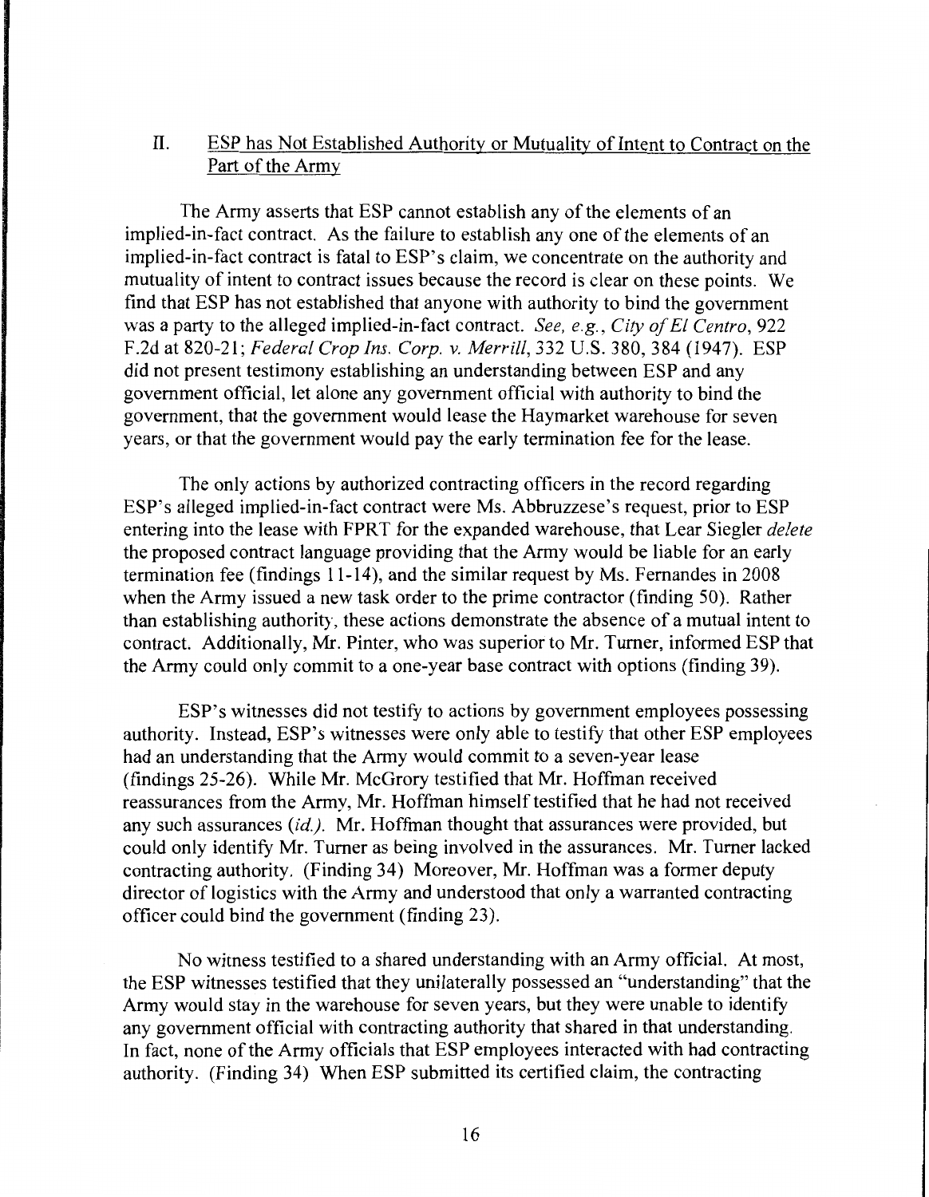## II. <u>ESP has Not Established Authority or Mutuality of Intent to Contract on the Part of the Army</u>

The Army asserts that ESP cannot establish any of the elements of an implied-in-fact contract. As the failure to establish any one of the elements of an implied-in-fact contract is fatal to ESP's claim, we concentrate on the authority and mutuality of intent to contract issues because the record is clear on these points. We find that ESP has not established that anyone with authority to bind the government was a party to the alleged implied-in-fact contract. *See, e.g., City of El Centro*, 922 F.2d at 820-21; *Federal Crop Ins. Corp. v. Merrill*, 332 U.S. 380, 384 (1947). ESP did not present testimony establishing an understanding between ESP and any government official, let alone any government official with authority to bind the government, that the government would lease the Haymarket warehouse for seven years, or that the government would pay the early termination fee for the lease.

The only actions by authorized contracting officers in the record regarding ESP's alleged implied-in-fact contract were Ms. Abbruzzese's request, prior to ESP entering into the lease with FPRT for the expanded warehouse, that Lear Siegler *delete* the proposed contract language providing that the Army would be liable for an early termination fee (findings 11-14), and the similar request by Ms. Fernandes in 2008 when the Army issued a new task order to the prime contractor (finding 50). Rather than establishing authority, these actions demonstrate the absence of a mutual intent to contract. Additionally, Mr. Pinter, who was superior to Mr. Turner, informed ESP that the Army could only commit to a one-year base contract with options (finding 39).

ESP's witnesses did not testify to actions by government employees possessing authority. Instead, ESP's witnesses were only able to testify that other ESP employees had an understanding that the Army would commit to a seven-year lease (findings 25-26). While Mr. McGrory testified that Mr. Hoffman received reassurances from the Army, Mr. Hoffman himself testified that he had not received any such assurances (*id.*). Mr. Hoffman thought that assurances were provided, but could only identify Mr. Turner as being involved in the assurances. Mr. Turner lacked contracting authority. (Finding 34) Moreover, Mr. Hoffman was a former deputy director of logistics with the Army and understood that only a warranted contracting officer could bind the government (finding 23).

No witness testified to a shared understanding with an Army official. At most, the ESP witnesses testified that they unilaterally possessed an "understanding" that the Army would stay in the warehouse for seven years, but they were unable to identify any government official with contracting authority that shared in that understanding. In fact, none of the Army officials that ESP employees interacted with had contracting authority. (Finding 34) When ESP submitted its certified claim, the contracting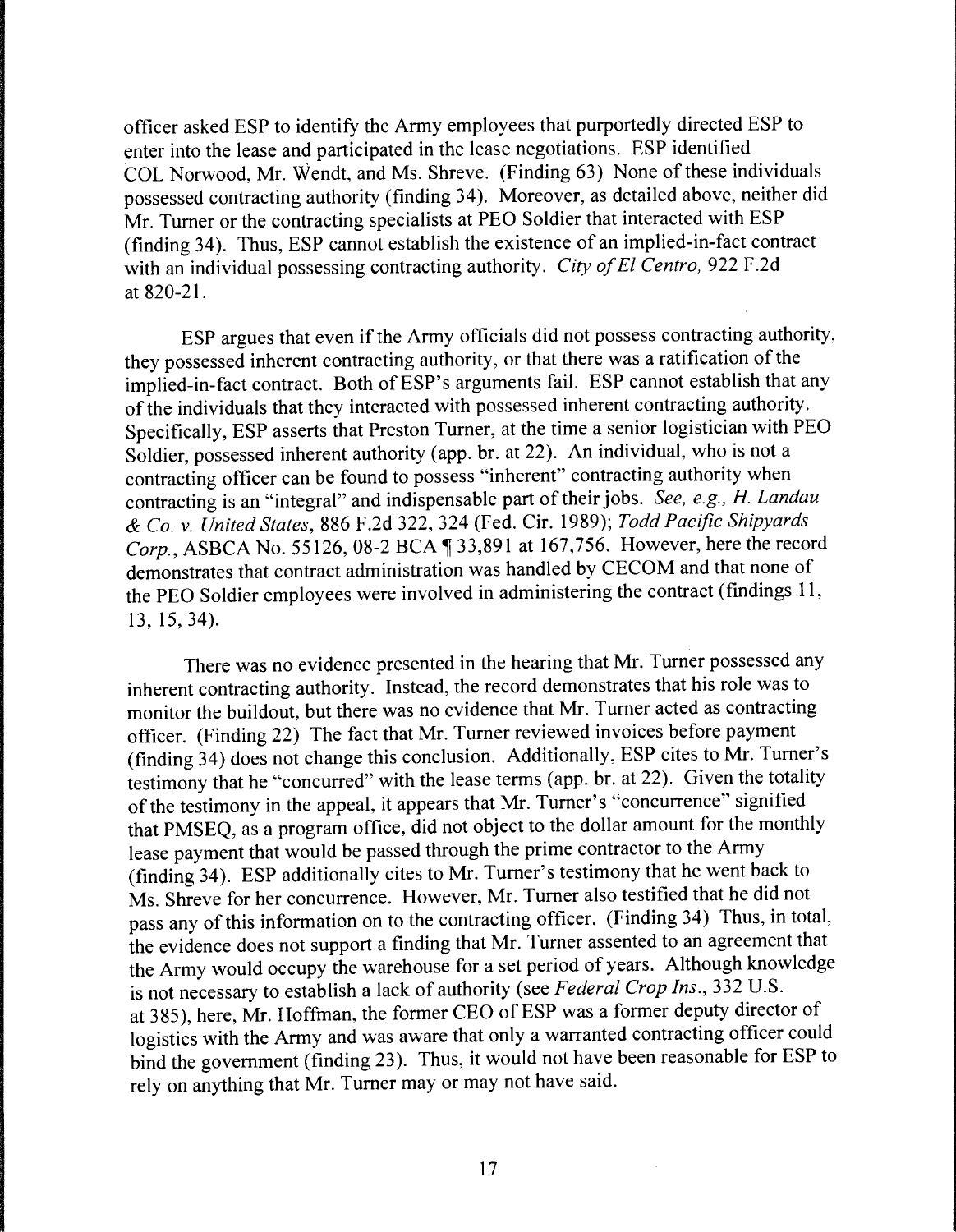officer asked ESP to identify the Army employees that purportedly directed ESP to enter into the lease and participated in the lease negotiations. ESP identified COL Norwood, Mr. Wendt, and Ms. Shreve. (Finding 63) None of these individuals possessed contracting authority (finding 34). Moreover, as detailed above, neither did Mr. Turner or the contracting specialists at PEO Soldier that interacted with ESP (finding 34). Thus, ESP cannot establish the existence of an implied-in-fact contract with an individual possessing contracting authority. *City of El Centro*, 922 F.2d at 820-21.

ESP argues that even if the Army officials did not possess contracting authority, they possessed inherent contracting authority, or that there was a ratification of the implied-in-fact contract. Both of ESP's arguments fail. ESP cannot establish that any of the individuals that they interacted with possessed inherent contracting authority. Specifically, ESP asserts that Preston Turner, at the time a senior logistician with PEO Soldier, possessed inherent authority (app. br. at 22). An individual, who is not a contracting officer can be found to possess "inherent" contracting authority when contracting is an "integral" and indispensable part of their jobs. *See, e.g., H. Landau & Co. v. United States*, 886 F.2d 322, 324 (Fed. Cir. 1989); *Todd Pacific Shipyards Corp.*, ASBCA No. 55126, 08-2 BCA ¶ 33,891 at 167,756. However, here the record demonstrates that contract administration was handled by CECOM and that none of the PEO Soldier employees were involved in administering the contract (findings 11, 13, 15, 34).

There was no evidence presented in the hearing that Mr. Turner possessed any inherent contracting authority. Instead, the record demonstrates that his role was to monitor the buildout, but there was no evidence that Mr. Turner acted as contracting officer. (Finding 22) The fact that Mr. Turner reviewed invoices before payment (finding 34) does not change this conclusion. Additionally, ESP cites to Mr. Turner's testimony that he "concurred" with the lease terms (app. br. at 22). Given the totality of the testimony in the appeal, it appears that Mr. Turner's "concurrence" signified that PMSEQ, as a program office, did not object to the dollar amount for the monthly lease payment that would be passed through the prime contractor to the Army (finding 34). ESP additionally cites to Mr. Turner's testimony that he went back to Ms. Shreve for her concurrence. However, Mr. Turner also testified that he did not pass any of this information on to the contracting officer. (Finding 34) Thus, in total, the evidence does not support a finding that Mr. Turner assented to an agreement that the Army would occupy the warehouse for a set period of years. Although knowledge is not necessary to establish a lack of authority (see *Federal Crop Ins.*, 332 U.S. at 385), here, Mr. Hoffman, the former CEO of ESP was a former deputy director of logistics with the Army and was aware that only a warranted contracting officer could bind the government (finding 23). Thus, it would not have been reasonable for ESP to rely on anything that Mr. Turner may or may not have said.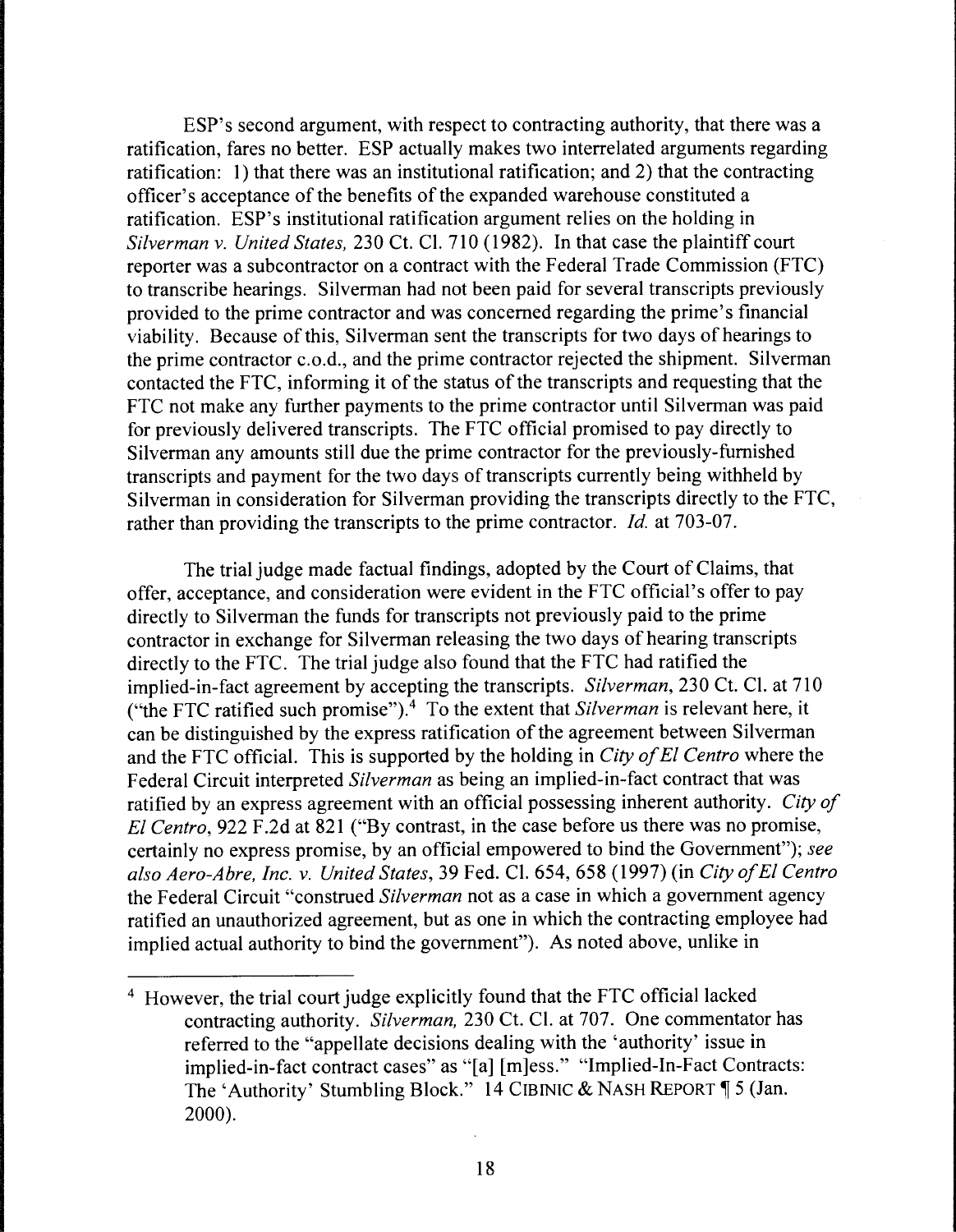ESP's second argument, with respect to contracting authority, that there was a ratification, fares no better. ESP actually makes two interrelated arguments regarding ratification: 1) that there was an institutional ratification; and 2) that the contracting officer's acceptance of the benefits of the expanded warehouse constituted a ratification. ESP's institutional ratification argument relies on the holding in *Silverman v. United States,* 230 Ct. Cl. 710 (1982). In that case the plaintiff court reporter was a subcontractor on a contract with the Federal Trade Commission (FTC) to transcribe hearings. Silverman had not been paid for several transcripts previously provided to the prime contractor and was concerned regarding the prime's financial viability. Because of this, Silverman sent the transcripts for two days of hearings to the prime contractor c.o.d., and the prime contractor rejected the shipment. Silverman contacted the FTC, informing it of the status of the transcripts and requesting that the FTC not make any further payments to the prime contractor until Silverman was paid for previously delivered transcripts. The FTC official promised to pay directly to Silverman any amounts still due the prime contractor for the previously-furnished transcripts and payment for the two days of transcripts currently being withheld by Silverman in consideration for Silverman providing the transcripts directly to the FTC, rather than providing the transcripts to the prime contractor. *Id.* at 703-07.

The trial judge made factual findings, adopted by the Court of Claims, that offer, acceptance, and consideration were evident in the FTC official's offer to pay directly to Silverman the funds for transcripts not previously paid to the prime contractor in exchange for Silverman releasing the two days of hearing transcripts directly to the FTC. The trial judge also found that the FTC had ratified the implied-in-fact agreement by accepting the transcripts. *Silverman,* 230 Ct. Cl. at 710 ("the FTC ratified such promise").[4] To the extent that *Silverman* is relevant here, it can be distinguished by the express ratification of the agreement between Silverman and the FTC official. This is supported by the holding in *City of El Centro* where the Federal Circuit interpreted *Silverman* as being an implied-in-fact contract that was ratified by an express agreement with an official possessing inherent authority. *City of El Centro,* 922 F.2d at 821 ("By contrast, in the case before us there was no promise, certainly no express promise, by an official empowered to bind the Government"); *see also Aero-Abre, Inc. v. United States,* 39 Fed. Cl. 654, 658 (1997) (in *City of El Centro* the Federal Circuit "construed *Silverman* not as a case in which a government agency ratified an unauthorized agreement, but as one in which the contracting employee had implied actual authority to bind the government"). As noted above, unlike in

[4] However, the trial court judge explicitly found that the FTC official lacked contracting authority. *Silverman,* 230 Ct. Cl. at 707. One commentator has referred to the "appellate decisions dealing with the 'authority' issue in implied-in-fact contract cases" as "[a] [m]ess." "Implied-In-Fact Contracts: The 'Authority' Stumbling Block." 14 CIBINIC & NASH REPORT ¶ 5 (Jan. 2000).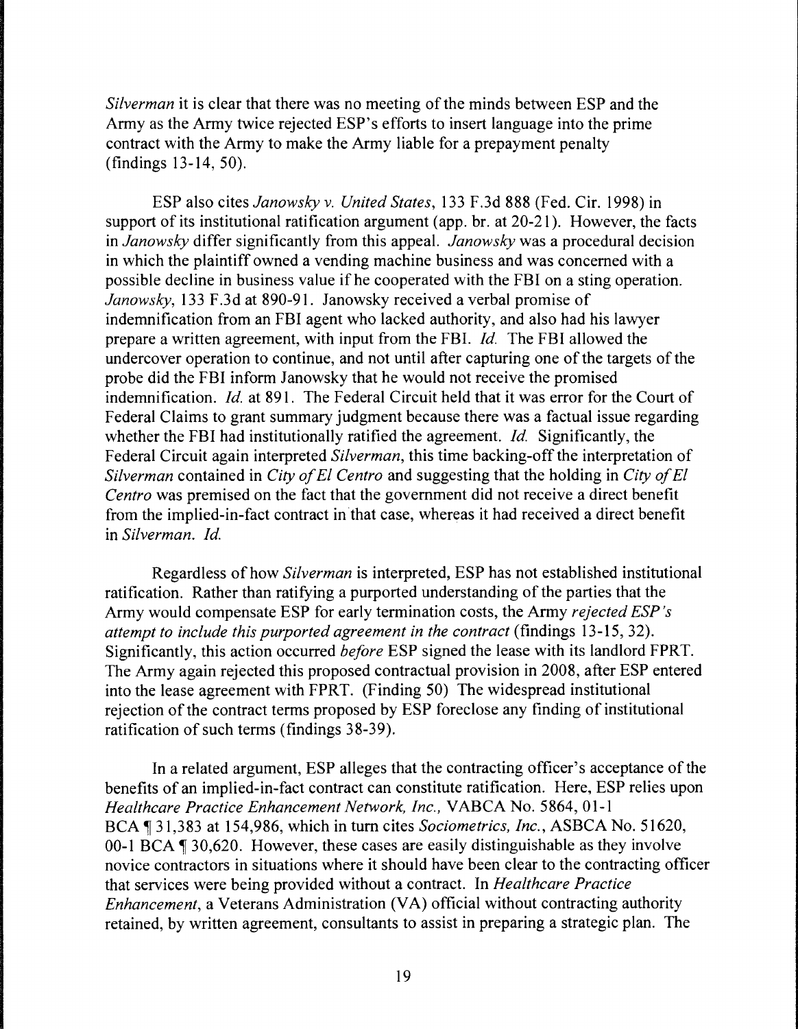*Silverman* it is clear that there was no meeting of the minds between ESP and the Army as the Army twice rejected ESP's efforts to insert language into the prime contract with the Army to make the Army liable for a prepayment penalty (findings 13-14, 50).

ESP also cites *Janowsky v. United States*, 133 F.3d 888 (Fed. Cir. 1998) in support of its institutional ratification argument (app. br. at 20-21). However, the facts in *Janowsky* differ significantly from this appeal. *Janowsky* was a procedural decision in which the plaintiff owned a vending machine business and was concerned with a possible decline in business value if he cooperated with the FBI on a sting operation. *Janowsky*, 133 F.3d at 890-91. Janowsky received a verbal promise of indemnification from an FBI agent who lacked authority, and also had his lawyer prepare a written agreement, with input from the FBI. *Id.* The FBI allowed the undercover operation to continue, and not until after capturing one of the targets of the probe did the FBI inform Janowsky that he would not receive the promised indemnification. *Id.* at 891. The Federal Circuit held that it was error for the Court of Federal Claims to grant summary judgment because there was a factual issue regarding whether the FBI had institutionally ratified the agreement. *Id.* Significantly, the Federal Circuit again interpreted *Silverman*, this time backing-off the interpretation of *Silverman* contained in *City of El Centro* and suggesting that the holding in *City of El Centro* was premised on the fact that the government did not receive a direct benefit from the implied-in-fact contract in that case, whereas it had received a direct benefit in *Silverman*. *Id.*

Regardless of how *Silverman* is interpreted, ESP has not established institutional ratification. Rather than ratifying a purported understanding of the parties that the Army would compensate ESP for early termination costs, the Army *rejected ESP's attempt to include this purported agreement in the contract* (findings 13-15, 32). Significantly, this action occurred *before* ESP signed the lease with its landlord FPRT. The Army again rejected this proposed contractual provision in 2008, after ESP entered into the lease agreement with FPRT. (Finding 50) The widespread institutional rejection of the contract terms proposed by ESP foreclose any finding of institutional ratification of such terms (findings 38-39).

In a related argument, ESP alleges that the contracting officer's acceptance of the benefits of an implied-in-fact contract can constitute ratification. Here, ESP relies upon *Healthcare Practice Enhancement Network, Inc.*, VABCA No. 5864, 01-1 BCA ¶ 31,383 at 154,986, which in turn cites *Sociometrics, Inc.*, ASBCA No. 51620, 00-1 BCA ¶ 30,620. However, these cases are easily distinguishable as they involve novice contractors in situations where it should have been clear to the contracting officer that services were being provided without a contract. In *Healthcare Practice Enhancement*, a Veterans Administration (VA) official without contracting authority retained, by written agreement, consultants to assist in preparing a strategic plan. The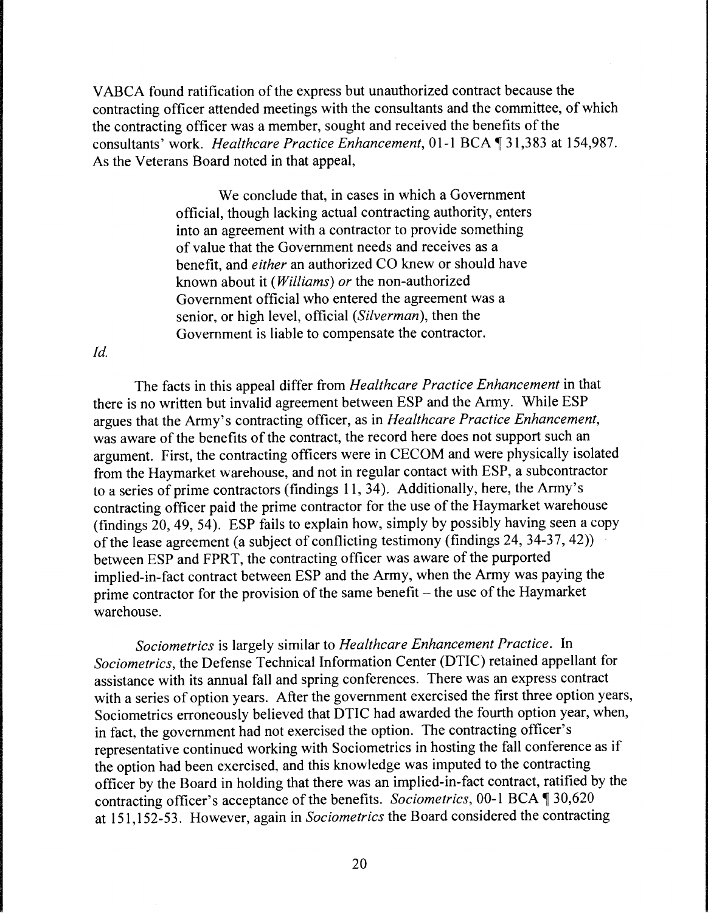VABCA found ratification of the express but unauthorized contract because the contracting officer attended meetings with the consultants and the committee, of which the contracting officer was a member, sought and received the benefits of the consultants' work. *Healthcare Practice Enhancement*, 01-1 BCA ¶ 31,383 at 154,987. As the Veterans Board noted in that appeal,

> We conclude that, in cases in which a Government official, though lacking actual contracting authority, enters into an agreement with a contractor to provide something of value that the Government needs and receives as a benefit, and *either* an authorized CO knew or should have known about it (*Williams*) *or* the non-authorized Government official who entered the agreement was a senior, or high level, official (*Silverman*), then the Government is liable to compensate the contractor.

*Id.*

The facts in this appeal differ from *Healthcare Practice Enhancement* in that there is no written but invalid agreement between ESP and the Army. While ESP argues that the Army's contracting officer, as in *Healthcare Practice Enhancement*, was aware of the benefits of the contract, the record here does not support such an argument. First, the contracting officers were in CECOM and were physically isolated from the Haymarket warehouse, and not in regular contact with ESP, a subcontractor to a series of prime contractors (findings 11, 34). Additionally, here, the Army's contracting officer paid the prime contractor for the use of the Haymarket warehouse (findings 20, 49, 54). ESP fails to explain how, simply by possibly having seen a copy of the lease agreement (a subject of conflicting testimony (findings 24, 34-37, 42)) between ESP and FPRT, the contracting officer was aware of the purported implied-in-fact contract between ESP and the Army, when the Army was paying the prime contractor for the provision of the same benefit – the use of the Haymarket warehouse.

*Sociometrics* is largely similar to *Healthcare Enhancement Practice*. In *Sociometrics*, the Defense Technical Information Center (DTIC) retained appellant for assistance with its annual fall and spring conferences. There was an express contract with a series of option years. After the government exercised the first three option years, Sociometrics erroneously believed that DTIC had awarded the fourth option year, when, in fact, the government had not exercised the option. The contracting officer's representative continued working with Sociometrics in hosting the fall conference as if the option had been exercised, and this knowledge was imputed to the contracting officer by the Board in holding that there was an implied-in-fact contract, ratified by the contracting officer's acceptance of the benefits. *Sociometrics*, 00-1 BCA ¶ 30,620 at 151,152-53. However, again in *Sociometrics* the Board considered the contracting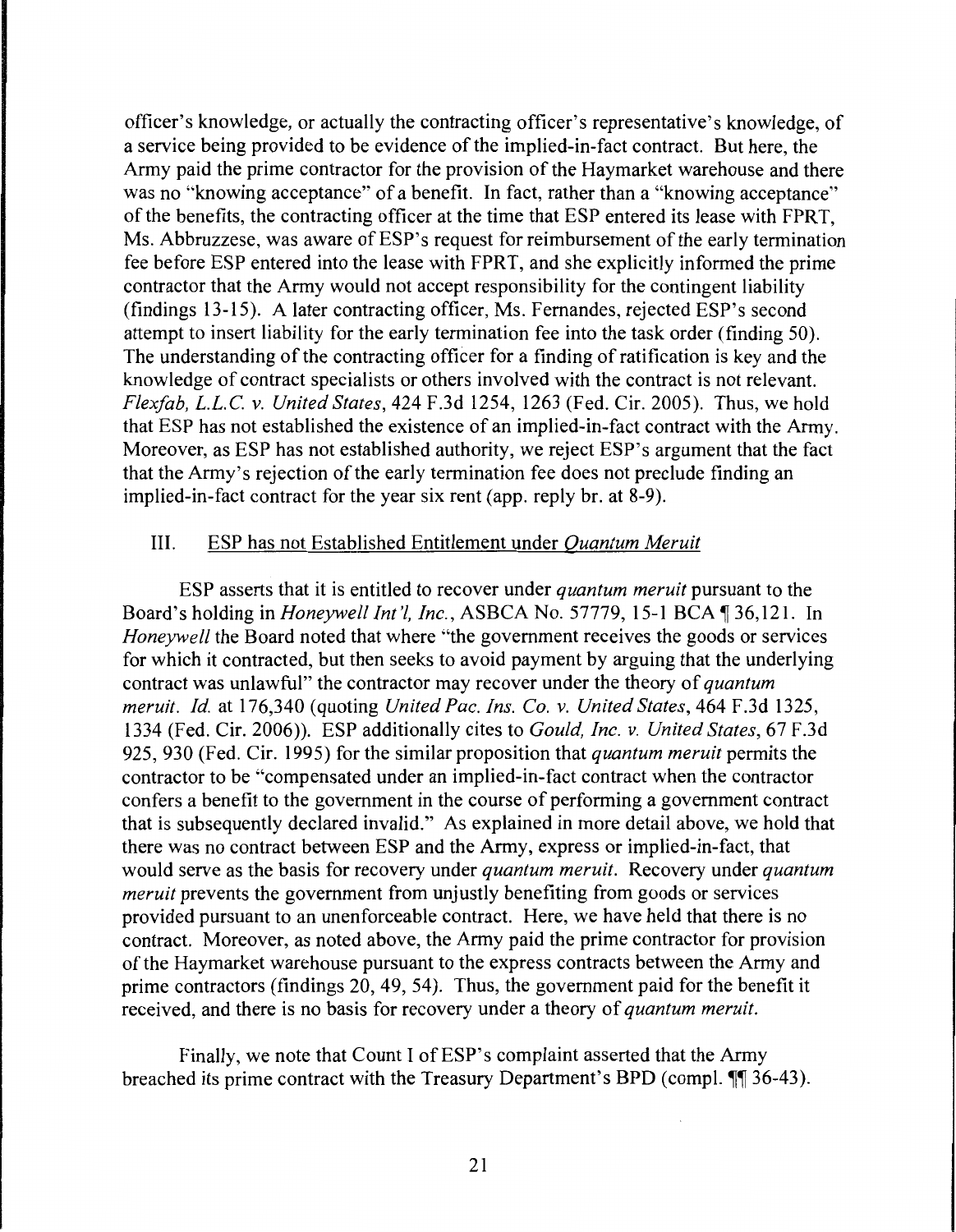officer's knowledge, or actually the contracting officer's representative's knowledge, of a service being provided to be evidence of the implied-in-fact contract. But here, the Army paid the prime contractor for the provision of the Haymarket warehouse and there was no "knowing acceptance" of a benefit. In fact, rather than a "knowing acceptance" of the benefits, the contracting officer at the time that ESP entered its lease with FPRT, Ms. Abbruzzese, was aware of ESP's request for reimbursement of the early termination fee before ESP entered into the lease with FPRT, and she explicitly informed the prime contractor that the Army would not accept responsibility for the contingent liability (findings 13-15). A later contracting officer, Ms. Fernandes, rejected ESP's second attempt to insert liability for the early termination fee into the task order (finding 50). The understanding of the contracting officer for a finding of ratification is key and the knowledge of contract specialists or others involved with the contract is not relevant. *Flexfab, L.L.C. v. United States*, 424 F.3d 1254, 1263 (Fed. Cir. 2005). Thus, we hold that ESP has not established the existence of an implied-in-fact contract with the Army. Moreover, as ESP has not established authority, we reject ESP's argument that the fact that the Army's rejection of the early termination fee does not preclude finding an implied-in-fact contract for the year six rent (app. reply br. at 8-9).

## III. ESP has not Established Entitlement under *Quantum Meruit*

ESP asserts that it is entitled to recover under *quantum meruit* pursuant to the Board's holding in *Honeywell Int'l, Inc.*, ASBCA No. 57779, 15-1 BCA ¶ 36,121. In *Honeywell* the Board noted that where "the government receives the goods or services for which it contracted, but then seeks to avoid payment by arguing that the underlying contract was unlawful" the contractor may recover under the theory of *quantum meruit*. *Id.* at 176,340 (quoting *United Pac. Ins. Co. v. United States*, 464 F.3d 1325, 1334 (Fed. Cir. 2006)). ESP additionally cites to *Gould, Inc. v. United States*, 67 F.3d 925, 930 (Fed. Cir. 1995) for the similar proposition that *quantum meruit* permits the contractor to be "compensated under an implied-in-fact contract when the contractor confers a benefit to the government in the course of performing a government contract that is subsequently declared invalid." As explained in more detail above, we hold that there was no contract between ESP and the Army, express or implied-in-fact, that would serve as the basis for recovery under *quantum meruit*. Recovery under *quantum meruit* prevents the government from unjustly benefiting from goods or services provided pursuant to an unenforceable contract. Here, we have held that there is no contract. Moreover, as noted above, the Army paid the prime contractor for provision of the Haymarket warehouse pursuant to the express contracts between the Army and prime contractors (findings 20, 49, 54). Thus, the government paid for the benefit it received, and there is no basis for recovery under a theory of *quantum meruit*.

Finally, we note that Count I of ESP's complaint asserted that the Army breached its prime contract with the Treasury Department's BPD (compl. ¶¶ 36-43).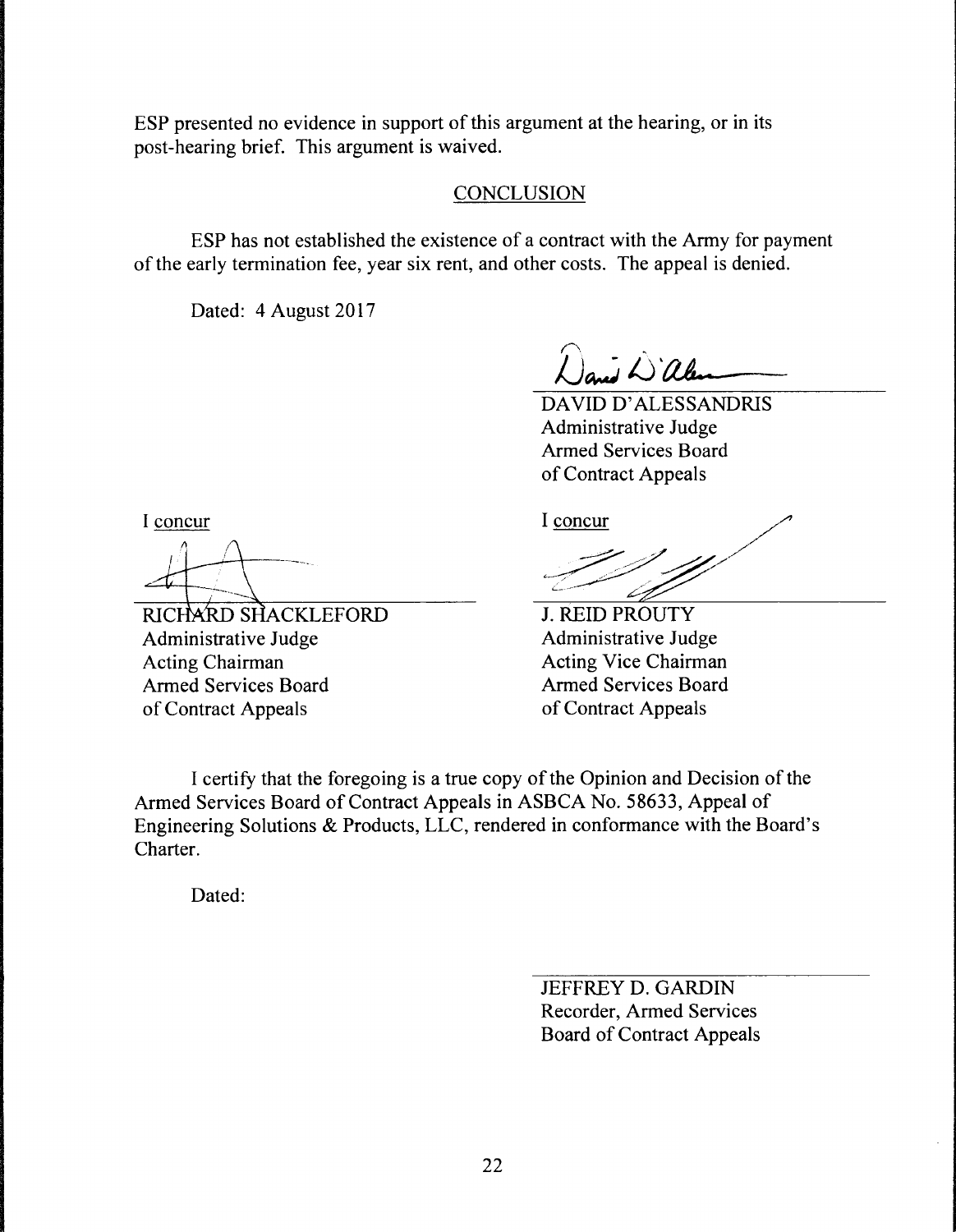ESP presented no evidence in support of this argument at the hearing, or in its post-hearing brief. This argument is waived.

## CONCLUSION

ESP has not established the existence of a contract with the Army for payment of the early termination fee, year six rent, and other costs. The appeal is denied.

Dated: 4 August 2017

DAVID D'ALESSANDRIS
Administrative Judge
Armed Services Board
of Contract Appeals

I concur

RICHARD SHACKLEFORD
Administrative Judge
Acting Chairman
Armed Services Board
of Contract Appeals

I concur

J. REID PROUTY
Administrative Judge
Acting Vice Chairman
Armed Services Board
of Contract Appeals

I certify that the foregoing is a true copy of the Opinion and Decision of the Armed Services Board of Contract Appeals in ASBCA No. 58633, Appeal of Engineering Solutions & Products, LLC, rendered in conformance with the Board's Charter.

Dated:

JEFFREY D. GARDIN
Recorder, Armed Services
Board of Contract Appeals